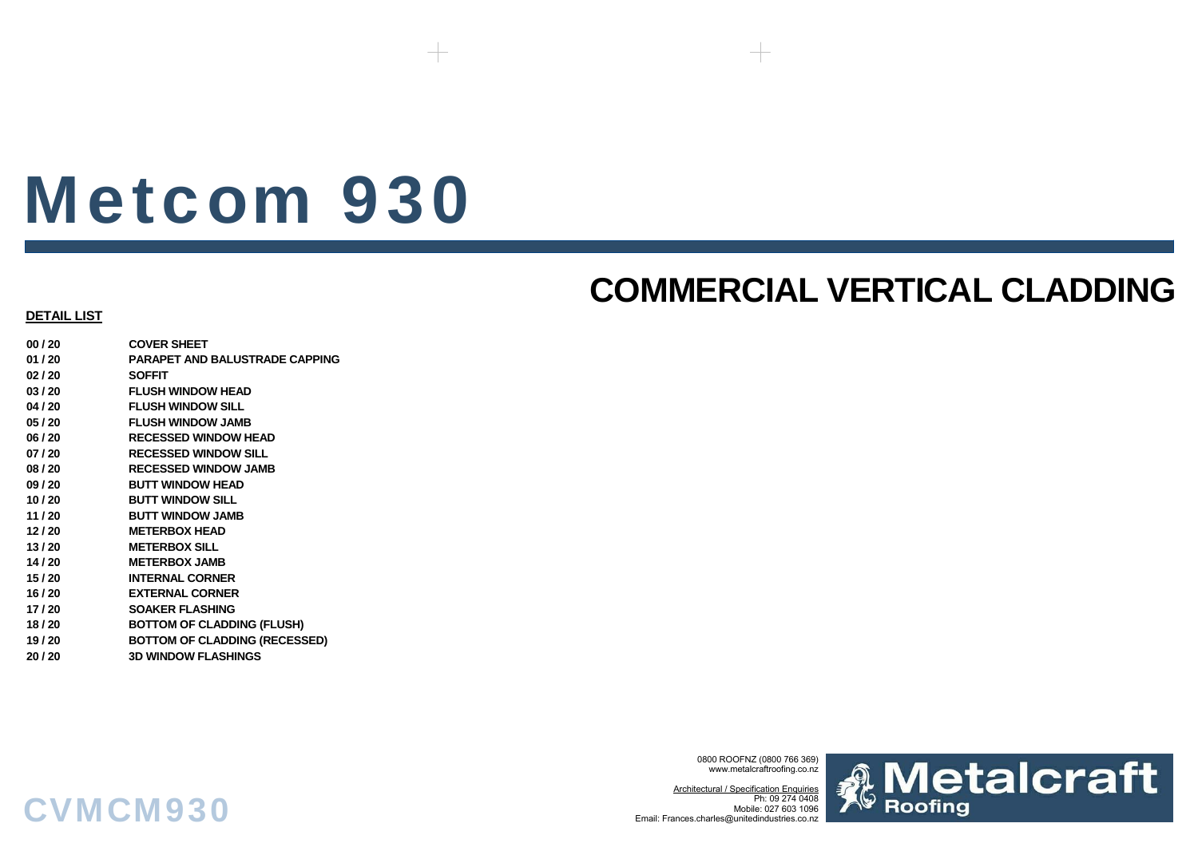# Metcom 930

## COMMERCIAL VERTICAL CLADDING

**DETAIL LIST**

| | |
|---|---|
| **00 / 20** | **COVER SHEET** |
| **01 / 20** | **PARAPET AND BALUSTRADE CAPPING** |
| **02 / 20** | **SOFFIT** |
| **03 / 20** | **FLUSH WINDOW HEAD** |
| **04 / 20** | **FLUSH WINDOW SILL** |
| **05 / 20** | **FLUSH WINDOW JAMB** |
| **06 / 20** | **RECESSED WINDOW HEAD** |
| **07 / 20** | **RECESSED WINDOW SILL** |
| **08 / 20** | **RECESSED WINDOW JAMB** |
| **09 / 20** | **BUTT WINDOW HEAD** |
| **10 / 20** | **BUTT WINDOW SILL** |
| **11 / 20** | **BUTT WINDOW JAMB** |
| **12 / 20** | **METERBOX HEAD** |
| **13 / 20** | **METERBOX SILL** |
| **14 / 20** | **METERBOX JAMB** |
| **15 / 20** | **INTERNAL CORNER** |
| **16 / 20** | **EXTERNAL CORNER** |
| **17 / 20** | **SOAKER FLASHING** |
| **18 / 20** | **BOTTOM OF CLADDING (FLUSH)** |
| **19 / 20** | **BOTTOM OF CLADDING (RECESSED)** |
| **20 / 20** | **3D WINDOW FLASHINGS** |

0800 ROOFNZ (0800 766 369)
www.metalcraftroofing.co.nz

Architectural / Specification Enquiries
Ph: 09 274 0408
Mobile: 027 603 1096
Email: Frances.charles@unitedindustries.co.nz

**Metalcraft Roofing**

**CVMCM930**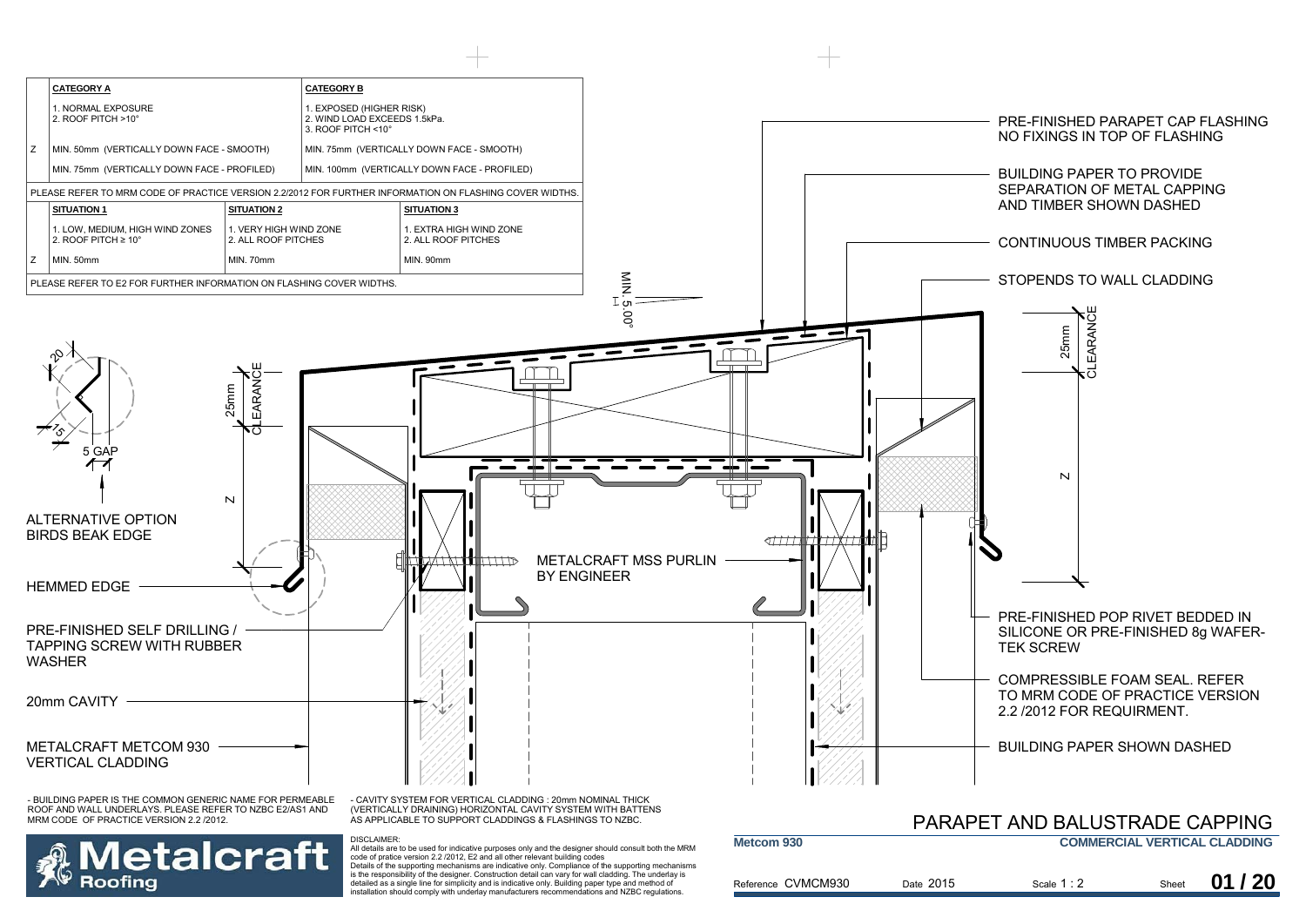| | **CATEGORY A** | **CATEGORY B** |
|---|---|---|
| | 1. NORMAL EXPOSURE<br>2. ROOF PITCH >10° | 1. EXPOSED (HIGHER RISK)<br>2. WIND LOAD EXCEEDS 1.5kPa.<br>3. ROOF PITCH <10° |
| Z | MIN. 50mm (VERTICALLY DOWN FACE - SMOOTH) | MIN. 75mm (VERTICALLY DOWN FACE - SMOOTH) |
| | MIN. 75mm (VERTICALLY DOWN FACE - PROFILED) | MIN. 100mm (VERTICALLY DOWN FACE - PROFILED) |

PLEASE REFER TO MRM CODE OF PRACTICE VERSION 2.2/2012 FOR FURTHER INFORMATION ON FLASHING COVER WIDTHS.

| | **SITUATION 1** | **SITUATION 2** | **SITUATION 3** |
|---|---|---|---|
| | 1. LOW, MEDIUM, HIGH WIND ZONES<br>2. ROOF PITCH ≥ 10° | 1. VERY HIGH WIND ZONE<br>2. ALL ROOF PITCHES | 1. EXTRA HIGH WIND ZONE<br>2. ALL ROOF PITCHES |
| Z | MIN. 50mm | MIN. 70mm | MIN. 90mm |

PLEASE REFER TO E2 FOR FURTHER INFORMATION ON FLASHING COVER WIDTHS.

MIN. 5.00°

20

15

5 GAP

ALTERNATIVE OPTION BIRDS BEAK EDGE

25mm CLEARANCE

Z

HEMMED EDGE

PRE-FINISHED SELF DRILLING / TAPPING SCREW WITH RUBBER WASHER

20mm CAVITY

METALCRAFT METCOM 930 VERTICAL CLADDING

METALCRAFT MSS PURLIN BY ENGINEER

PRE-FINISHED PARAPET CAP FLASHING NO FIXINGS IN TOP OF FLASHING

BUILDING PAPER TO PROVIDE SEPARATION OF METAL CAPPING AND TIMBER SHOWN DASHED

CONTINUOUS TIMBER PACKING

STOPENDS TO WALL CLADDING

PRE-FINISHED POP RIVET BEDDED IN SILICONE OR PRE-FINISHED 8g WAFER-TEK SCREW

COMPRESSIBLE FOAM SEAL. REFER TO MRM CODE OF PRACTICE VERSION 2.2 /2012 FOR REQUIRMENT.

BUILDING PAPER SHOWN DASHED

- BUILDING PAPER IS THE COMMON GENERIC NAME FOR PERMEABLE ROOF AND WALL UNDERLAYS. PLEASE REFER TO NZBC E2/AS1 AND MRM CODE OF PRACTICE VERSION 2.2 /2012.

- CAVITY SYSTEM FOR VERTICAL CLADDING : 20mm NOMINAL THICK (VERTICALLY DRAINING) HORIZONTAL CAVITY SYSTEM WITH BATTENS AS APPLICABLE TO SUPPORT CLADDINGS & FLASHINGS TO NZBC.

DISCLAIMER:
All details are to be used for indicative purposes only and the designer should consult both the MRM code of pratice version 2.2 /2012, E2 and all other relevant building codes
Details of the supporting mechanisms are indicative only. Compliance of the supporting mechanisms is the responsibility of the designer. Construction detail can vary for wall cladding. The underlay is detailed as a single line for simplicity and is indicative only. Building paper type and method of installation should comply with underlay manufacturers recommendations and NZBC regulations.

Metalcraft Roofing

# PARAPET AND BALUSTRADE CAPPING

**Metcom 930** — **COMMERCIAL VERTICAL CLADDING**

Reference CVMCM930 | Date 2015 | Scale 1 : 2 | Sheet **01 / 20**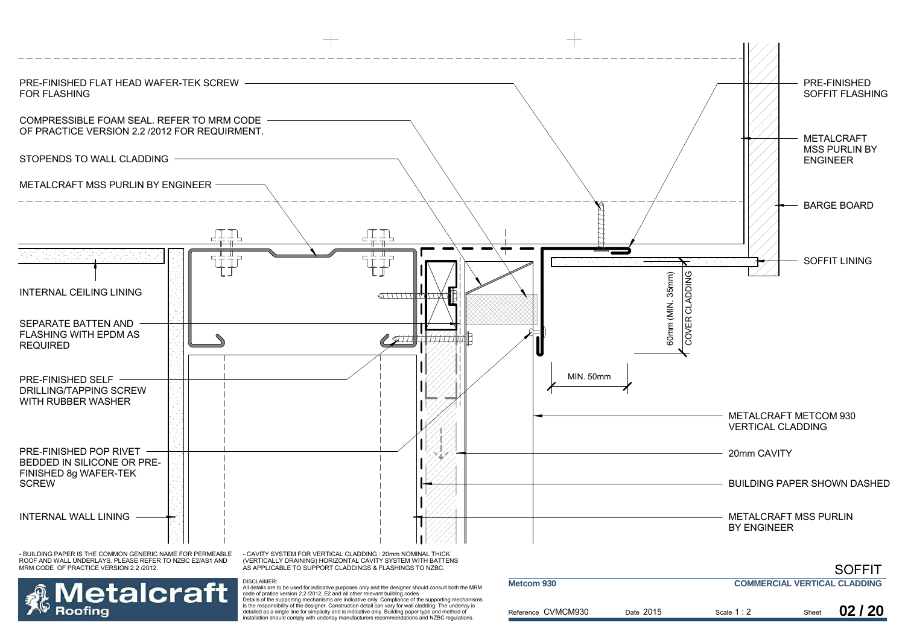PRE-FINISHED FLAT HEAD WAFER-TEK SCREW FOR FLASHING

COMPRESSIBLE FOAM SEAL. REFER TO MRM CODE OF PRACTICE VERSION 2.2 /2012 FOR REQUIRMENT.

STOPENDS TO WALL CLADDING

METALCRAFT MSS PURLIN BY ENGINEER

INTERNAL CEILING LINING

SEPARATE BATTEN AND FLASHING WITH EPDM AS REQUIRED

PRE-FINISHED SELF DRILLING/TAPPING SCREW WITH RUBBER WASHER

PRE-FINISHED POP RIVET BEDDED IN SILICONE OR PRE-FINISHED 8g WAFER-TEK SCREW

INTERNAL WALL LINING

PRE-FINISHED SOFFIT FLASHING

METALCRAFT MSS PURLIN BY ENGINEER

BARGE BOARD

SOFFIT LINING

60mm (MIN. 35mm) COVER CLADDING

MIN. 50mm

METALCRAFT METCOM 930 VERTICAL CLADDING

20mm CAVITY

BUILDING PAPER SHOWN DASHED

METALCRAFT MSS PURLIN BY ENGINEER

- BUILDING PAPER IS THE COMMON GENERIC NAME FOR PERMEABLE ROOF AND WALL UNDERLAYS. PLEASE REFER TO NZBC E2/AS1 AND MRM CODE OF PRACTICE VERSION 2.2 /2012.

- CAVITY SYSTEM FOR VERTICAL CLADDING : 20mm NOMINAL THICK (VERTICALLY DRAINING) HORIZONTAL CAVITY SYSTEM WITH BATTENS AS APPLICABLE TO SUPPORT CLADDINGS & FLASHINGS TO NZBC.

DISCLAIMER:
All details are to be used for indicative purposes only and the designer should consult both the MRM code of pratice version 2.2 /2012, E2 and all other relevant building codes
Details of the supporting mechanisms are indicative only. Compliance of the supporting mechanisms is the responsibility of the designer. Construction detail can vary for wall cladding. The underlay is detailed as a single line for simplicity and is indicative only. Building paper type and method of installation should comply with underlay manufacturers recommendations and NZBC regulations.

Metalcraft Roofing

# SOFFIT

| Metcom 930 | | COMMERCIAL VERTICAL CLADDING | |
|---|---|---|---|
| Reference CVMCM930 | Date 2015 | Scale 1 : 2 | Sheet 02 / 20 |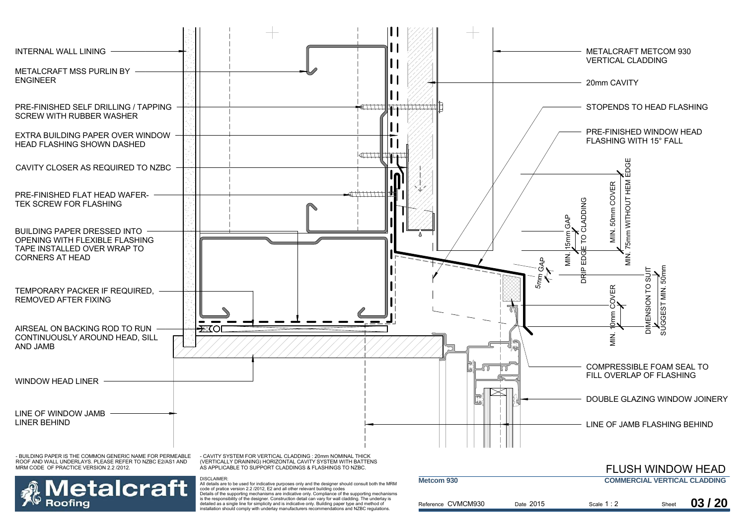INTERNAL WALL LINING

METALCRAFT MSS PURLIN BY ENGINEER

PRE-FINISHED SELF DRILLING / TAPPING SCREW WITH RUBBER WASHER

EXTRA BUILDING PAPER OVER WINDOW HEAD FLASHING SHOWN DASHED

CAVITY CLOSER AS REQUIRED TO NZBC

PRE-FINISHED FLAT HEAD WAFER-TEK SCREW FOR FLASHING

BUILDING PAPER DRESSED INTO OPENING WITH FLEXIBLE FLASHING TAPE INSTALLED OVER WRAP TO CORNERS AT HEAD

TEMPORARY PACKER IF REQUIRED, REMOVED AFTER FIXING

AIRSEAL ON BACKING ROD TO RUN CONTINUOUSLY AROUND HEAD, SILL AND JAMB

WINDOW HEAD LINER

LINE OF WINDOW JAMB LINER BEHIND

METALCRAFT METCOM 930 VERTICAL CLADDING

20mm CAVITY

STOPENDS TO HEAD FLASHING

PRE-FINISHED WINDOW HEAD FLASHING WITH 15° FALL

MIN. 15mm GAP

DRIP EDGE TO CLADDING

MIN. 50mm COVER

MIN. 75mm WITHOUT HEM EDGE

5mm GAP

MIN. 10mm COVER

DIMENSION TO SUIT

SUGGEST MIN. 50mm

COMPRESSIBLE FOAM SEAL TO FILL OVERLAP OF FLASHING

DOUBLE GLAZING WINDOW JOINERY

LINE OF JAMB FLASHING BEHIND

- BUILDING PAPER IS THE COMMON GENERIC NAME FOR PERMEABLE ROOF AND WALL UNDERLAYS. PLEASE REFER TO NZBC E2/AS1 AND MRM CODE OF PRACTICE VERSION 2.2 /2012.

- CAVITY SYSTEM FOR VERTICAL CLADDING : 20mm NOMINAL THICK (VERTICALLY DRAINING) HORIZONTAL CAVITY SYSTEM WITH BATTENS AS APPLICABLE TO SUPPORT CLADDINGS & FLASHINGS TO NZBC.

Metalcraft Roofing

DISCLAIMER:
All details are to be used for indicative purposes only and the designer should consult both the MRM code of pratice version 2.2 /2012, E2 and all other relevant building codes
Details of the supporting mechanisms are indicative only. Compliance of the supporting mechanisms is the responsibility of the designer. Construction detail can vary for wall cladding. The underlay is detailed as a single line for simplicity and is indicative only. Building paper type and method of installation should comply with underlay manufacturers recommendations and NZBC regulations.

# FLUSH WINDOW HEAD

**Metcom 930** | **COMMERCIAL VERTICAL CLADDING**

Reference CVMCM930 | Date 2015 | Scale 1 : 2 | Sheet **03 / 20**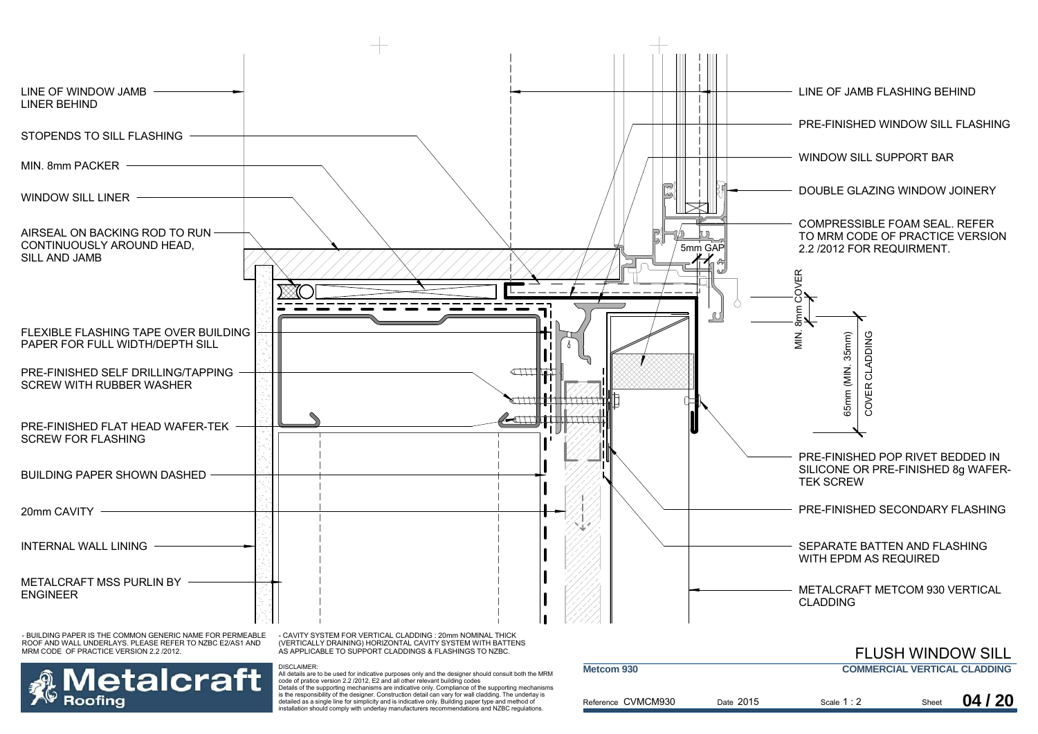# FLUSH WINDOW SILL

LINE OF WINDOW JAMB LINER BEHIND

STOPENDS TO SILL FLASHING

MIN. 8mm PACKER

WINDOW SILL LINER

AIRSEAL ON BACKING ROD TO RUN CONTINUOUSLY AROUND HEAD, SILL AND JAMB

FLEXIBLE FLASHING TAPE OVER BUILDING PAPER FOR FULL WIDTH/DEPTH SILL

PRE-FINISHED SELF DRILLING/TAPPING SCREW WITH RUBBER WASHER

PRE-FINISHED FLAT HEAD WAFER-TEK SCREW FOR FLASHING

BUILDING PAPER SHOWN DASHED

20mm CAVITY

INTERNAL WALL LINING

METALCRAFT MSS PURLIN BY ENGINEER

LINE OF JAMB FLASHING BEHIND

PRE-FINISHED WINDOW SILL FLASHING

WINDOW SILL SUPPORT BAR

DOUBLE GLAZING WINDOW JOINERY

COMPRESSIBLE FOAM SEAL. REFER TO MRM CODE OF PRACTICE VERSION 2.2 /2012 FOR REQUIRMENT.

5mm GAP

MIN. 8mm COVER

65mm (MIN. 35mm) COVER CLADDING

PRE-FINISHED POP RIVET BEDDED IN SILICONE OR PRE-FINISHED 8g WAFER-TEK SCREW

PRE-FINISHED SECONDARY FLASHING

SEPARATE BATTEN AND FLASHING WITH EPDM AS REQUIRED

METALCRAFT METCOM 930 VERTICAL CLADDING

- BUILDING PAPER IS THE COMMON GENERIC NAME FOR PERMEABLE ROOF AND WALL UNDERLAYS. PLEASE REFER TO NZBC E2/AS1 AND MRM CODE OF PRACTICE VERSION 2.2 /2012.

- CAVITY SYSTEM FOR VERTICAL CLADDING : 20mm NOMINAL THICK (VERTICALLY DRAINING) HORIZONTAL CAVITY SYSTEM WITH BATTENS AS APPLICABLE TO SUPPORT CLADDINGS & FLASHINGS TO NZBC.

DISCLAIMER:
All details are to be used for indicative purposes only and the designer should consult both the MRM code of pratice version 2.2 /2012, E2 and all other relevant building codes
Details of the supporting mechanisms are indicative only. Compliance of the supporting mechanisms is the responsibility of the designer. Construction detail can vary for wall cladding. The underlay is detailed as a single line for simplicity and is indicative only. Building paper type and method of installation should comply with underlay manufacturers recommendations and NZBC regulations.

Metalcraft Roofing

**Metcom 930** | **COMMERCIAL VERTICAL CLADDING**

Reference CVMCM930 | Date 2015 | Scale 1 : 2 | Sheet **04 / 20**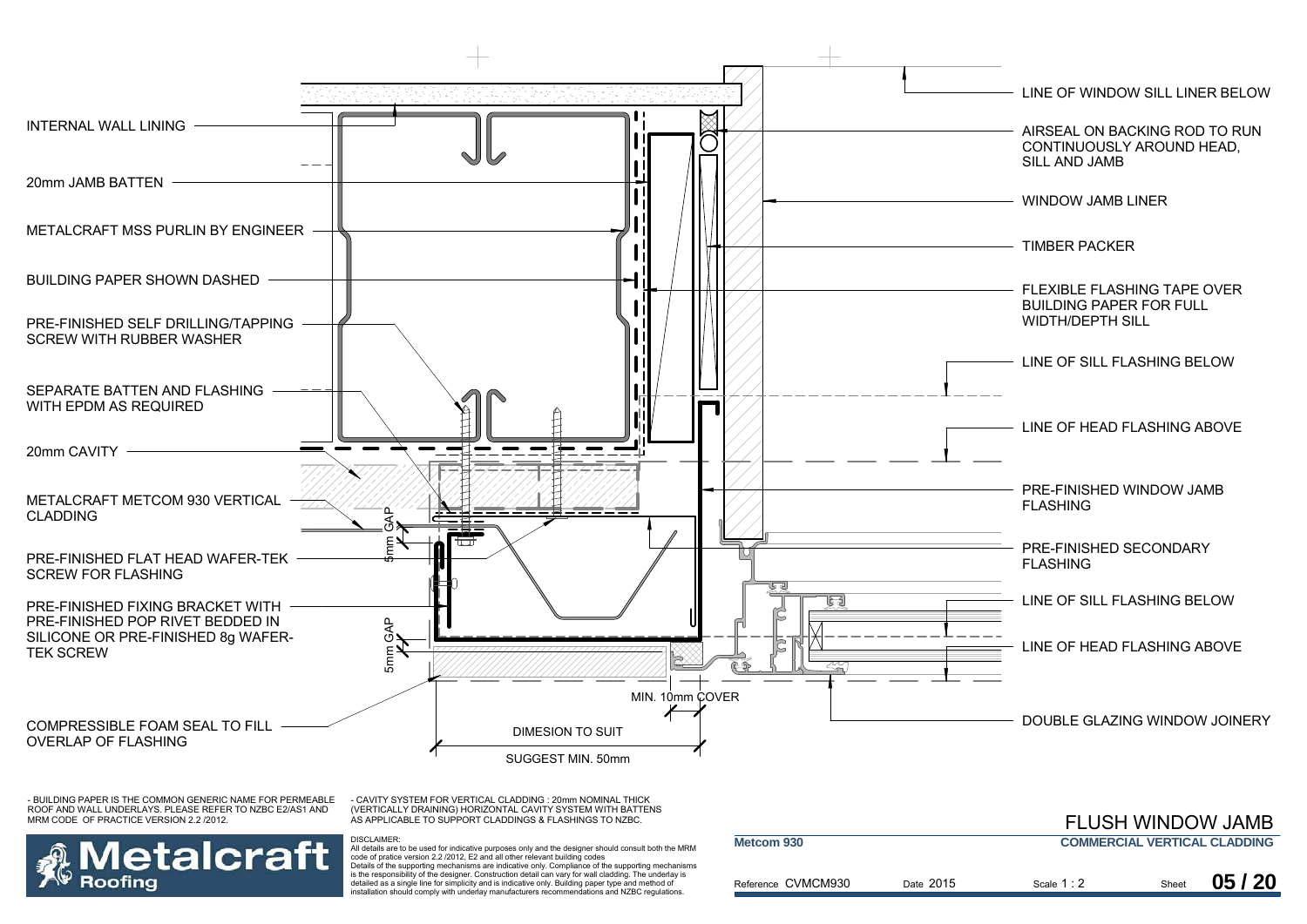INTERNAL WALL LINING

20mm JAMB BATTEN

METALCRAFT MSS PURLIN BY ENGINEER

BUILDING PAPER SHOWN DASHED

PRE-FINISHED SELF DRILLING/TAPPING SCREW WITH RUBBER WASHER

SEPARATE BATTEN AND FLASHING WITH EPDM AS REQUIRED

20mm CAVITY

METALCRAFT METCOM 930 VERTICAL CLADDING

PRE-FINISHED FLAT HEAD WAFER-TEK SCREW FOR FLASHING

PRE-FINISHED FIXING BRACKET WITH PRE-FINISHED POP RIVET BEDDED IN SILICONE OR PRE-FINISHED 8g WAFER-TEK SCREW

COMPRESSIBLE FOAM SEAL TO FILL OVERLAP OF FLASHING

5mm GAP

5mm GAP

MIN. 10mm COVER

DIMESION TO SUIT

SUGGEST MIN. 50mm

LINE OF WINDOW SILL LINER BELOW

AIRSEAL ON BACKING ROD TO RUN CONTINUOUSLY AROUND HEAD, SILL AND JAMB

WINDOW JAMB LINER

TIMBER PACKER

FLEXIBLE FLASHING TAPE OVER BUILDING PAPER FOR FULL WIDTH/DEPTH SILL

LINE OF SILL FLASHING BELOW

LINE OF HEAD FLASHING ABOVE

PRE-FINISHED WINDOW JAMB FLASHING

PRE-FINISHED SECONDARY FLASHING

LINE OF SILL FLASHING BELOW

LINE OF HEAD FLASHING ABOVE

DOUBLE GLAZING WINDOW JOINERY

- BUILDING PAPER IS THE COMMON GENERIC NAME FOR PERMEABLE ROOF AND WALL UNDERLAYS. PLEASE REFER TO NZBC E2/AS1 AND MRM CODE OF PRACTICE VERSION 2.2 /2012.

- CAVITY SYSTEM FOR VERTICAL CLADDING : 20mm NOMINAL THICK (VERTICALLY DRAINING) HORIZONTAL CAVITY SYSTEM WITH BATTENS AS APPLICABLE TO SUPPORT CLADDINGS & FLASHINGS TO NZBC.

DISCLAIMER:
All details are to be used for indicative purposes only and the designer should consult both the MRM code of pratice version 2.2 /2012, E2 and all other relevant building codes
Details of the supporting mechanisms are indicative only. Compliance of the supporting mechanisms is the responsibility of the designer. Construction detail can vary for wall cladding. The underlay is detailed as a single line for simplicity and is indicative only. Building paper type and method of installation should comply with underlay manufacturers recommendations and NZBC regulations.

Metalcraft Roofing

# FLUSH WINDOW JAMB

**Metcom 930** — **COMMERCIAL VERTICAL CLADDING**

| Reference | Date | Scale | Sheet |
|---|---|---|---|
| CVMCM930 | 2015 | 1 : 2 | 05 / 20 |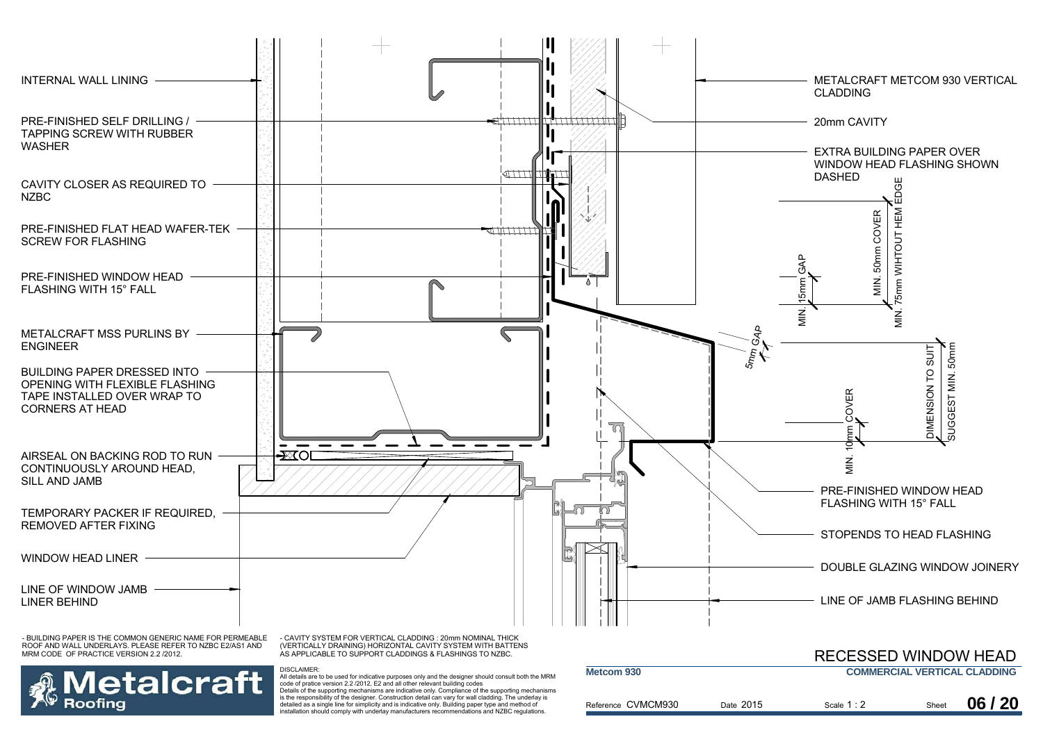INTERNAL WALL LINING

PRE-FINISHED SELF DRILLING / TAPPING SCREW WITH RUBBER WASHER

CAVITY CLOSER AS REQUIRED TO NZBC

PRE-FINISHED FLAT HEAD WAFER-TEK SCREW FOR FLASHING

PRE-FINISHED WINDOW HEAD FLASHING WITH 15° FALL

METALCRAFT MSS PURLINS BY ENGINEER

BUILDING PAPER DRESSED INTO OPENING WITH FLEXIBLE FLASHING TAPE INSTALLED OVER WRAP TO CORNERS AT HEAD

AIRSEAL ON BACKING ROD TO RUN CONTINUOUSLY AROUND HEAD, SILL AND JAMB

TEMPORARY PACKER IF REQUIRED, REMOVED AFTER FIXING

WINDOW HEAD LINER

LINE OF WINDOW JAMB LINER BEHIND

METALCRAFT METCOM 930 VERTICAL CLADDING

20mm CAVITY

EXTRA BUILDING PAPER OVER WINDOW HEAD FLASHING SHOWN DASHED

MIN. 15mm GAP

MIN. 50mm COVER

MIN. 75mm WIHTOUT HEM EDGE

5mm GAP

DIMENSION TO SUIT

SUGGEST MIN. 50mm

MIN. 10mm COVER

PRE-FINISHED WINDOW HEAD FLASHING WITH 15° FALL

STOPENDS TO HEAD FLASHING

DOUBLE GLAZING WINDOW JOINERY

LINE OF JAMB FLASHING BEHIND

- BUILDING PAPER IS THE COMMON GENERIC NAME FOR PERMEABLE ROOF AND WALL UNDERLAYS. PLEASE REFER TO NZBC E2/AS1 AND MRM CODE OF PRACTICE VERSION 2.2 /2012.

- CAVITY SYSTEM FOR VERTICAL CLADDING : 20mm NOMINAL THICK (VERTICALLY DRAINING) HORIZONTAL CAVITY SYSTEM WITH BATTENS AS APPLICABLE TO SUPPORT CLADDINGS & FLASHINGS TO NZBC.

DISCLAIMER:
All details are to be used for indicative purposes only and the designer should consult both the MRM code of pratice version 2.2 /2012, E2 and all other relevant building codes
Details of the supporting mechanisms are indicative only. Compliance of the supporting mechanisms is the responsibility of the designer. Construction detail can vary for wall cladding. The underlay is detailed as a single line for simplicity and is indicative only. Building paper type and method of installation should comply with underlay manufacturers recommendations and NZBC regulations.

Metalcraft Roofing

# RECESSED WINDOW HEAD

Metcom 930 — COMMERCIAL VERTICAL CLADDING

| Reference CVMCM930 | Date 2015 | Scale 1 : 2 | Sheet 06 / 20 |
|---|---|---|---|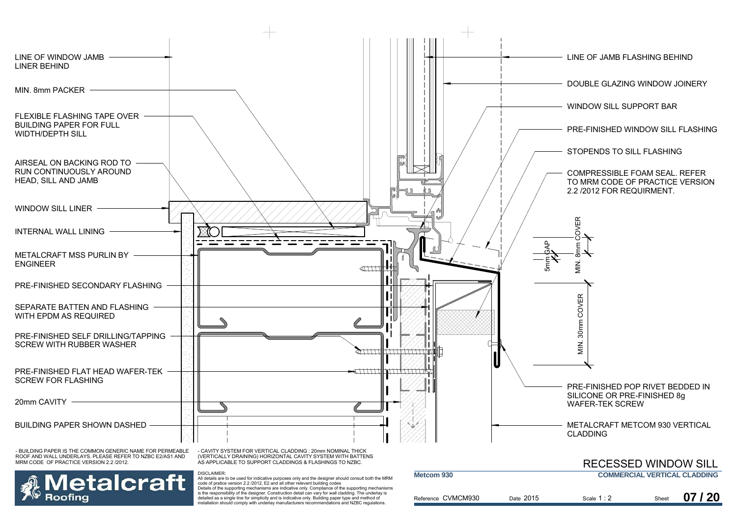LINE OF WINDOW JAMB LINER BEHIND

MIN. 8mm PACKER

FLEXIBLE FLASHING TAPE OVER BUILDING PAPER FOR FULL WIDTH/DEPTH SILL

AIRSEAL ON BACKING ROD TO RUN CONTINUOUSLY AROUND HEAD, SILL AND JAMB

WINDOW SILL LINER

INTERNAL WALL LINING

METALCRAFT MSS PURLIN BY ENGINEER

PRE-FINISHED SECONDARY FLASHING

SEPARATE BATTEN AND FLASHING WITH EPDM AS REQUIRED

PRE-FINISHED SELF DRILLING/TAPPING SCREW WITH RUBBER WASHER

PRE-FINISHED FLAT HEAD WAFER-TEK SCREW FOR FLASHING

20mm CAVITY

BUILDING PAPER SHOWN DASHED

LINE OF JAMB FLASHING BEHIND

DOUBLE GLAZING WINDOW JOINERY

WINDOW SILL SUPPORT BAR

PRE-FINISHED WINDOW SILL FLASHING

STOPENDS TO SILL FLASHING

COMPRESSIBLE FOAM SEAL. REFER TO MRM CODE OF PRACTICE VERSION 2.2 /2012 FOR REQUIRMENT.

5mm GAP

MIN. 8mm COVER

MIN. 30mm COVER

PRE-FINISHED POP RIVET BEDDED IN SILICONE OR PRE-FINISHED 8g WAFER-TEK SCREW

METALCRAFT METCOM 930 VERTICAL CLADDING

- BUILDING PAPER IS THE COMMON GENERIC NAME FOR PERMEABLE ROOF AND WALL UNDERLAYS. PLEASE REFER TO NZBC E2/AS1 AND MRM CODE OF PRACTICE VERSION 2.2 /2012.

- CAVITY SYSTEM FOR VERTICAL CLADDING : 20mm NOMINAL THICK (VERTICALLY DRAINING) HORIZONTAL CAVITY SYSTEM WITH BATTENS AS APPLICABLE TO SUPPORT CLADDINGS & FLASHINGS TO NZBC.

DISCLAIMER:
All details are to be used for indicative purposes only and the designer should consult both the MRM code of pratice version 2.2 /2012, E2 and all other relevant building codes
Details of the supporting mechanisms are indicative only. Compliance of the supporting mechanisms is the responsibility of the designer. Construction detail can vary for wall cladding. The underlay is detailed as a single line for simplicity and is indicative only. Building paper type and method of installation should comply with underlay manufacturers recommendations and NZBC regulations.

**Metalcraft Roofing**

# RECESSED WINDOW SILL

**Metcom 930** | **COMMERCIAL VERTICAL CLADDING**

Reference CVMCM930 | Date 2015 | Scale 1 : 2 | Sheet **07 / 20**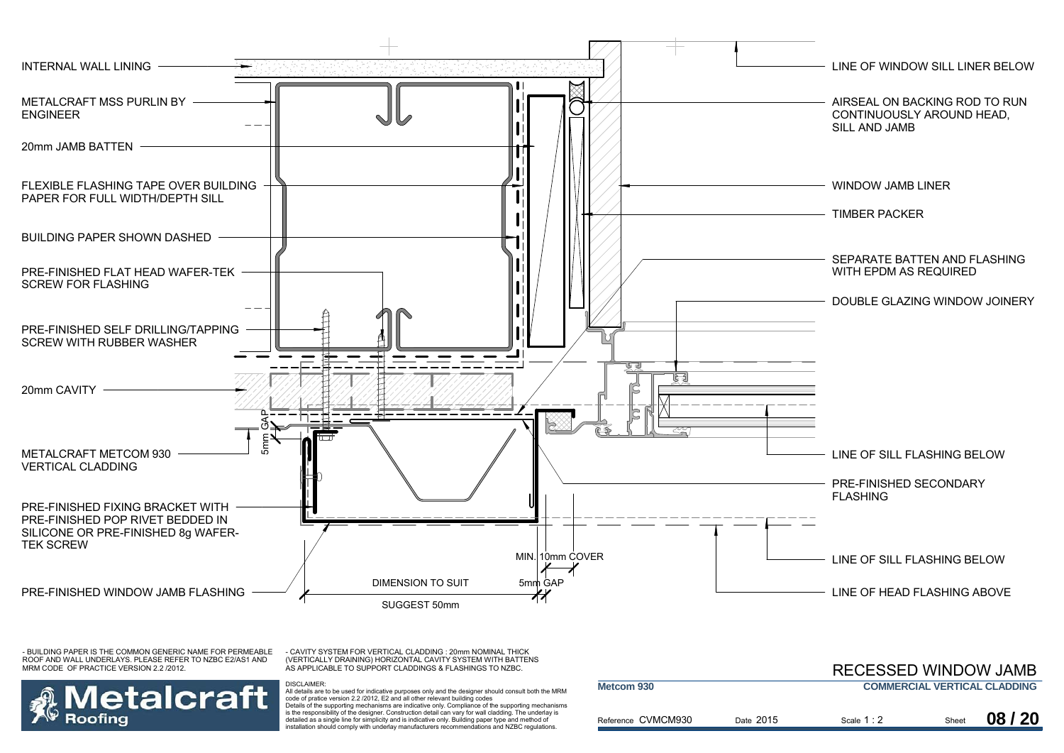INTERNAL WALL LINING

METALCRAFT MSS PURLIN BY ENGINEER

20mm JAMB BATTEN

FLEXIBLE FLASHING TAPE OVER BUILDING PAPER FOR FULL WIDTH/DEPTH SILL

BUILDING PAPER SHOWN DASHED

PRE-FINISHED FLAT HEAD WAFER-TEK SCREW FOR FLASHING

PRE-FINISHED SELF DRILLING/TAPPING SCREW WITH RUBBER WASHER

20mm CAVITY

METALCRAFT METCOM 930 VERTICAL CLADDING

PRE-FINISHED FIXING BRACKET WITH PRE-FINISHED POP RIVET BEDDED IN SILICONE OR PRE-FINISHED 8g WAFER-TEK SCREW

PRE-FINISHED WINDOW JAMB FLASHING

5mm GAP

MIN. 10mm COVER

5mm GAP

DIMENSION TO SUIT

SUGGEST 50mm

LINE OF WINDOW SILL LINER BELOW

AIRSEAL ON BACKING ROD TO RUN CONTINUOUSLY AROUND HEAD, SILL AND JAMB

WINDOW JAMB LINER

TIMBER PACKER

SEPARATE BATTEN AND FLASHING WITH EPDM AS REQUIRED

DOUBLE GLAZING WINDOW JOINERY

LINE OF SILL FLASHING BELOW

PRE-FINISHED SECONDARY FLASHING

LINE OF SILL FLASHING BELOW

LINE OF HEAD FLASHING ABOVE

- BUILDING PAPER IS THE COMMON GENERIC NAME FOR PERMEABLE ROOF AND WALL UNDERLAYS. PLEASE REFER TO NZBC E2/AS1 AND MRM CODE OF PRACTICE VERSION 2.2 /2012.

- CAVITY SYSTEM FOR VERTICAL CLADDING : 20mm NOMINAL THICK (VERTICALLY DRAINING) HORIZONTAL CAVITY SYSTEM WITH BATTENS AS APPLICABLE TO SUPPORT CLADDINGS & FLASHINGS TO NZBC.

DISCLAIMER:
All details are to be used for indicative purposes only and the designer should consult both the MRM code of pratice version 2.2 /2012, E2 and all other relevant building codes
Details of the supporting mechanisms are indicative only. Compliance of the supporting mechanisms is the responsibility of the designer. Construction detail can vary for wall cladding. The underlay is detailed as a single line for simplicity and is indicative only. Building paper type and method of installation should comply with underlay manufacturers recommendations and NZBC regulations.

**Metalcraft Roofing**

# RECESSED WINDOW JAMB

**Metcom 930** — **COMMERCIAL VERTICAL CLADDING**

Reference CVMCM930 | Date 2015 | Scale 1 : 2 | Sheet **08 / 20**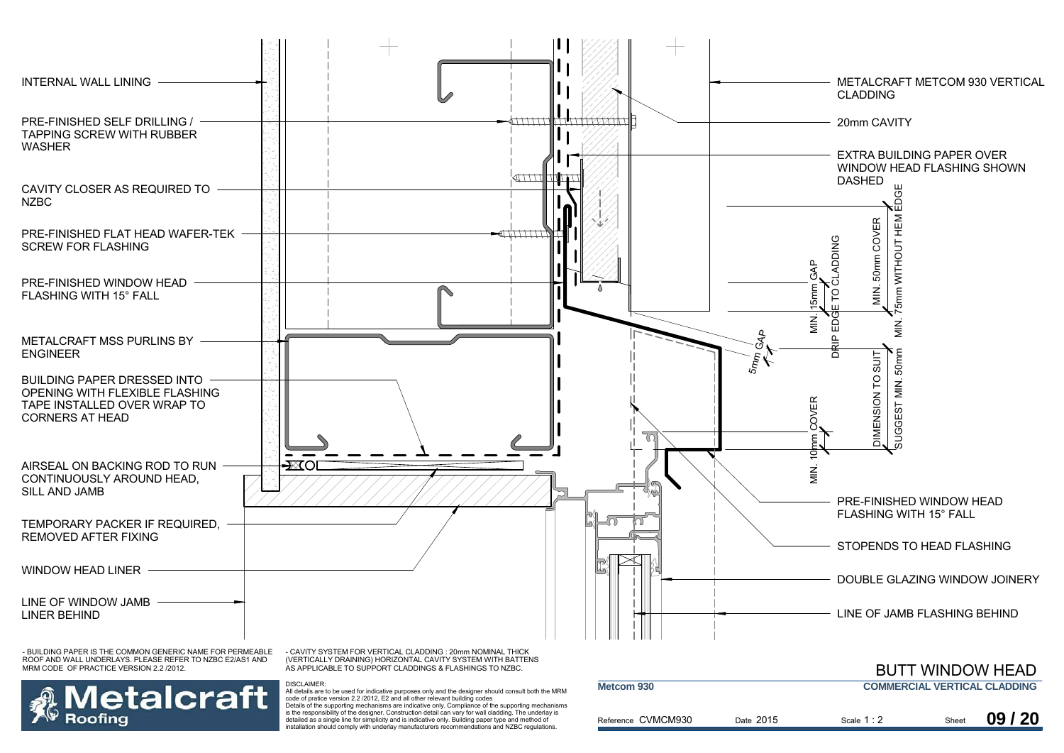INTERNAL WALL LINING

PRE-FINISHED SELF DRILLING / TAPPING SCREW WITH RUBBER WASHER

CAVITY CLOSER AS REQUIRED TO NZBC

PRE-FINISHED FLAT HEAD WAFER-TEK SCREW FOR FLASHING

PRE-FINISHED WINDOW HEAD FLASHING WITH 15° FALL

METALCRAFT MSS PURLINS BY ENGINEER

BUILDING PAPER DRESSED INTO OPENING WITH FLEXIBLE FLASHING TAPE INSTALLED OVER WRAP TO CORNERS AT HEAD

AIRSEAL ON BACKING ROD TO RUN CONTINUOUSLY AROUND HEAD, SILL AND JAMB

TEMPORARY PACKER IF REQUIRED, REMOVED AFTER FIXING

WINDOW HEAD LINER

LINE OF WINDOW JAMB LINER BEHIND

METALCRAFT METCOM 930 VERTICAL CLADDING

20mm CAVITY

EXTRA BUILDING PAPER OVER WINDOW HEAD FLASHING SHOWN DASHED

MIN. 15mm GAP

DRIP EDGE TO CLADDING

MIN. 50mm COVER

MIN. 75mm WITHOUT HEM EDGE

5mm GAP

DIMENSION TO SUIT

SUGGEST MIN. 50mm

MIN. 10mm COVER

PRE-FINISHED WINDOW HEAD FLASHING WITH 15° FALL

STOPENDS TO HEAD FLASHING

DOUBLE GLAZING WINDOW JOINERY

LINE OF JAMB FLASHING BEHIND

- BUILDING PAPER IS THE COMMON GENERIC NAME FOR PERMEABLE ROOF AND WALL UNDERLAYS. PLEASE REFER TO NZBC E2/AS1 AND MRM CODE OF PRACTICE VERSION 2.2 /2012.

- CAVITY SYSTEM FOR VERTICAL CLADDING : 20mm NOMINAL THICK (VERTICALLY DRAINING) HORIZONTAL CAVITY SYSTEM WITH BATTENS AS APPLICABLE TO SUPPORT CLADDINGS & FLASHINGS TO NZBC.

DISCLAIMER:
All details are to be used for indicative purposes only and the designer should consult both the MRM code of pratice version 2.2 /2012, E2 and all other relevant building codes
Details of the supporting mechanisms are indicative only. Compliance of the supporting mechanisms is the responsibility of the designer. Construction detail can vary for wall cladding. The underlay is detailed as a single line for simplicity and is indicative only. Building paper type and method of installation should comply with underlay manufacturers recommendations and NZBC regulations.

Metalcraft Roofing

# BUTT WINDOW HEAD

**Metcom 930**

**COMMERCIAL VERTICAL CLADDING**

Reference CVMCM930 | Date 2015 | Scale 1 : 2 | Sheet **09 / 20**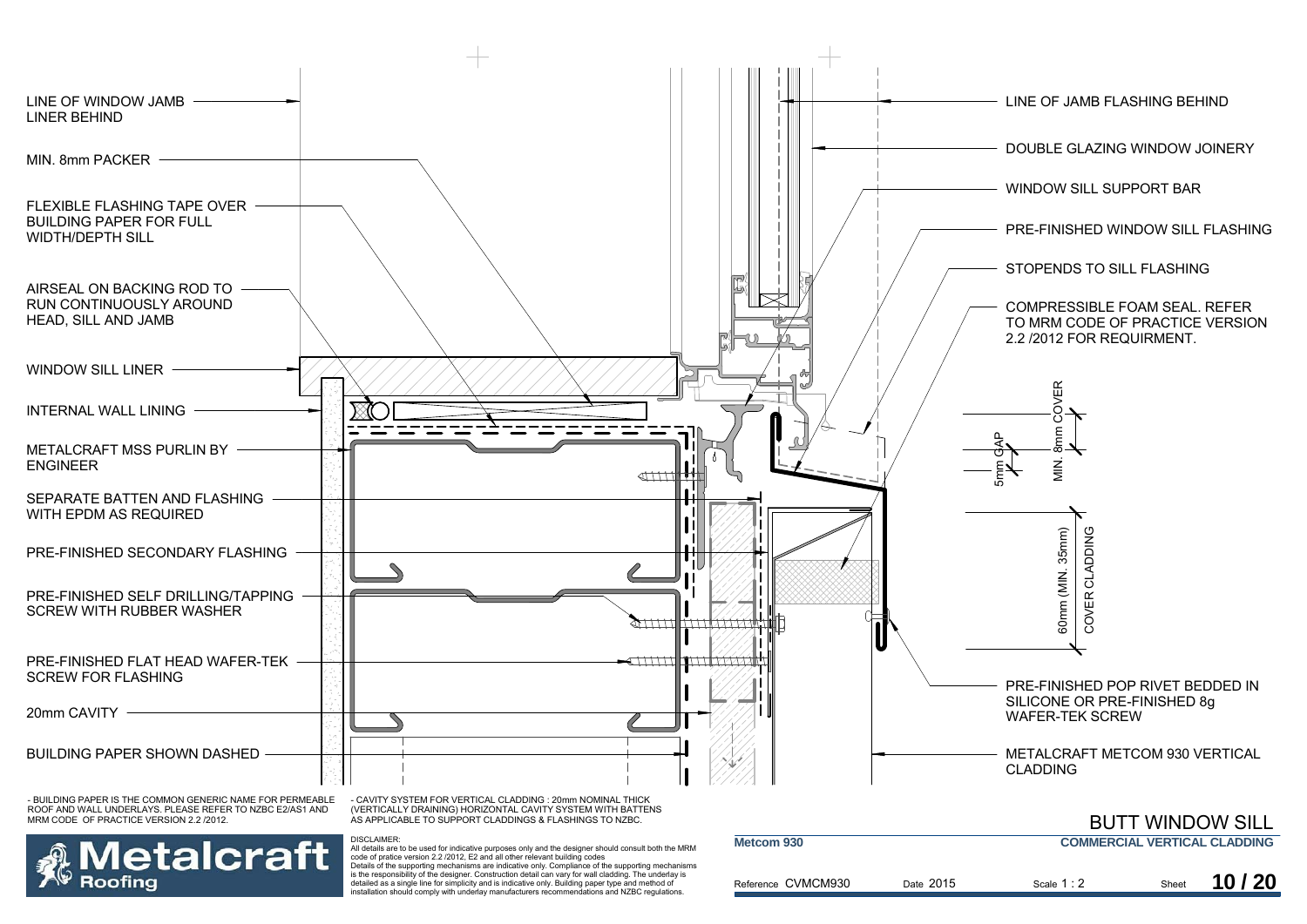LINE OF WINDOW JAMB LINER BEHIND

MIN. 8mm PACKER

FLEXIBLE FLASHING TAPE OVER BUILDING PAPER FOR FULL WIDTH/DEPTH SILL

AIRSEAL ON BACKING ROD TO RUN CONTINUOUSLY AROUND HEAD, SILL AND JAMB

WINDOW SILL LINER

INTERNAL WALL LINING

METALCRAFT MSS PURLIN BY ENGINEER

SEPARATE BATTEN AND FLASHING WITH EPDM AS REQUIRED

PRE-FINISHED SECONDARY FLASHING

PRE-FINISHED SELF DRILLING/TAPPING SCREW WITH RUBBER WASHER

PRE-FINISHED FLAT HEAD WAFER-TEK SCREW FOR FLASHING

20mm CAVITY

BUILDING PAPER SHOWN DASHED

LINE OF JAMB FLASHING BEHIND

DOUBLE GLAZING WINDOW JOINERY

WINDOW SILL SUPPORT BAR

PRE-FINISHED WINDOW SILL FLASHING

STOPENDS TO SILL FLASHING

COMPRESSIBLE FOAM SEAL. REFER TO MRM CODE OF PRACTICE VERSION 2.2 /2012 FOR REQUIRMENT.

MIN. 8mm COVER

5mm GAP

60mm (MIN. 35mm) COVER CLADDING

PRE-FINISHED POP RIVET BEDDED IN SILICONE OR PRE-FINISHED 8g WAFER-TEK SCREW

METALCRAFT METCOM 930 VERTICAL CLADDING

- BUILDING PAPER IS THE COMMON GENERIC NAME FOR PERMEABLE ROOF AND WALL UNDERLAYS. PLEASE REFER TO NZBC E2/AS1 AND MRM CODE OF PRACTICE VERSION 2.2 /2012.

- CAVITY SYSTEM FOR VERTICAL CLADDING : 20mm NOMINAL THICK (VERTICALLY DRAINING) HORIZONTAL CAVITY SYSTEM WITH BATTENS AS APPLICABLE TO SUPPORT CLADDINGS & FLASHINGS TO NZBC.

# BUTT WINDOW SILL

Metalcraft Roofing

DISCLAIMER:
All details are to be used for indicative purposes only and the designer should consult both the MRM code of pratice version 2.2 /2012, E2 and all other relevant building codes
Details of the supporting mechanisms are indicative only. Compliance of the supporting mechanisms is the responsibility of the designer. Construction detail can vary for wall cladding. The underlay is detailed as a single line for simplicity and is indicative only. Building paper type and method of installation should comply with underlay manufacturers recommendations and NZBC regulations.

**Metcom 930** — **COMMERCIAL VERTICAL CLADDING**

Reference CVMCM930 | Date 2015 | Scale 1 : 2 | Sheet **10 / 20**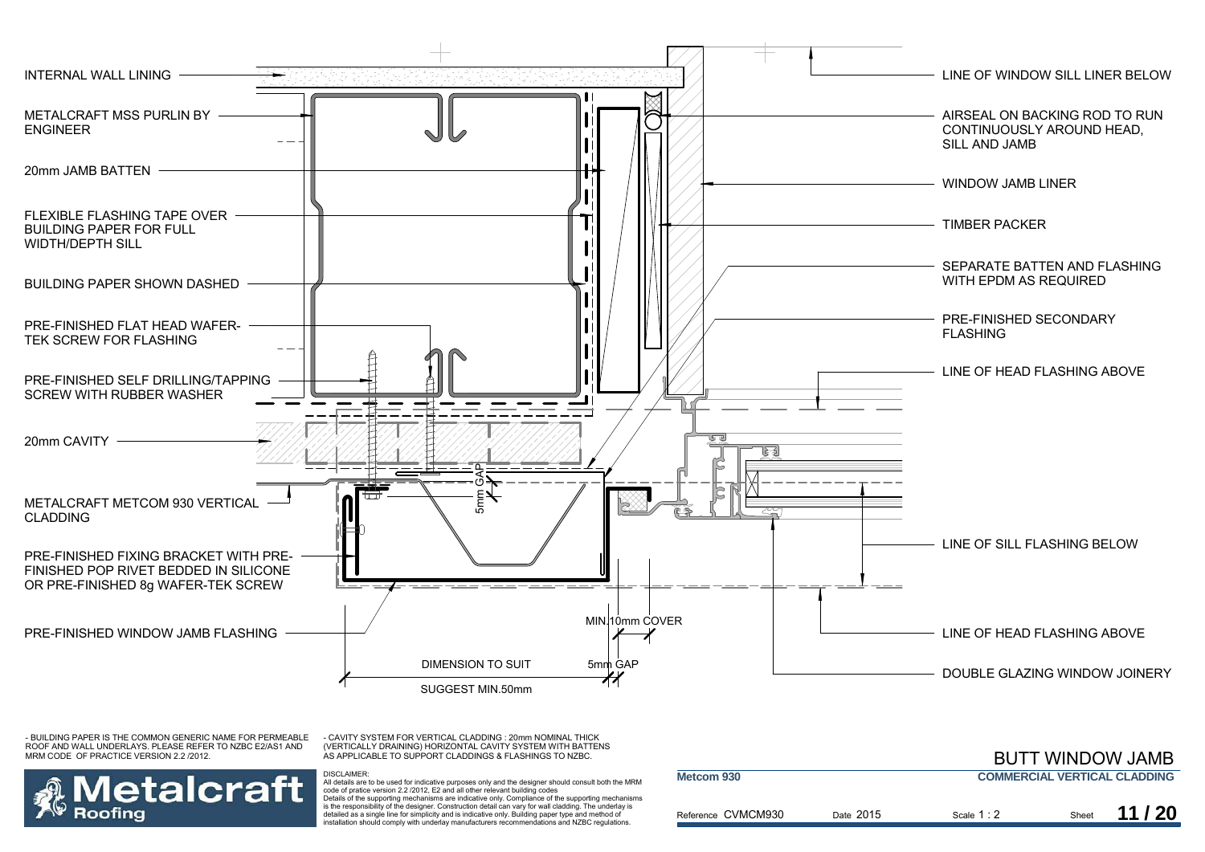INTERNAL WALL LINING

METALCRAFT MSS PURLIN BY ENGINEER

20mm JAMB BATTEN

FLEXIBLE FLASHING TAPE OVER BUILDING PAPER FOR FULL WIDTH/DEPTH SILL

BUILDING PAPER SHOWN DASHED

PRE-FINISHED FLAT HEAD WAFER-TEK SCREW FOR FLASHING

PRE-FINISHED SELF DRILLING/TAPPING SCREW WITH RUBBER WASHER

20mm CAVITY

METALCRAFT METCOM 930 VERTICAL CLADDING

PRE-FINISHED FIXING BRACKET WITH PRE-FINISHED POP RIVET BEDDED IN SILICONE OR PRE-FINISHED 8g WAFER-TEK SCREW

PRE-FINISHED WINDOW JAMB FLASHING

5mm GAP

MIN.10mm COVER

DIMENSION TO SUIT

SUGGEST MIN.50mm

5mm GAP

LINE OF WINDOW SILL LINER BELOW

AIRSEAL ON BACKING ROD TO RUN CONTINUOUSLY AROUND HEAD, SILL AND JAMB

WINDOW JAMB LINER

TIMBER PACKER

SEPARATE BATTEN AND FLASHING WITH EPDM AS REQUIRED

PRE-FINISHED SECONDARY FLASHING

LINE OF HEAD FLASHING ABOVE

LINE OF SILL FLASHING BELOW

LINE OF HEAD FLASHING ABOVE

DOUBLE GLAZING WINDOW JOINERY

- BUILDING PAPER IS THE COMMON GENERIC NAME FOR PERMEABLE ROOF AND WALL UNDERLAYS. PLEASE REFER TO NZBC E2/AS1 AND MRM CODE OF PRACTICE VERSION 2.2 /2012.

- CAVITY SYSTEM FOR VERTICAL CLADDING : 20mm NOMINAL THICK (VERTICALLY DRAINING) HORIZONTAL CAVITY SYSTEM WITH BATTENS AS APPLICABLE TO SUPPORT CLADDINGS & FLASHINGS TO NZBC.

DISCLAIMER:
All details are to be used for indicative purposes only and the designer should consult both the MRM code of pratice version 2.2 /2012, E2 and all other relevant building codes
Details of the supporting mechanisms are indicative only. Compliance of the supporting mechanisms is the responsibility of the designer. Construction detail can vary for wall cladding. The underlay is detailed as a single line for simplicity and is indicative only. Building paper type and method of installation should comply with underlay manufacturers recommendations and NZBC regulations.

Metalcraft Roofing

# BUTT WINDOW JAMB

**Metcom 930** | **COMMERCIAL VERTICAL CLADDING**

Reference CVMCM930 | Date 2015 | Scale 1 : 2 | Sheet 11 / 20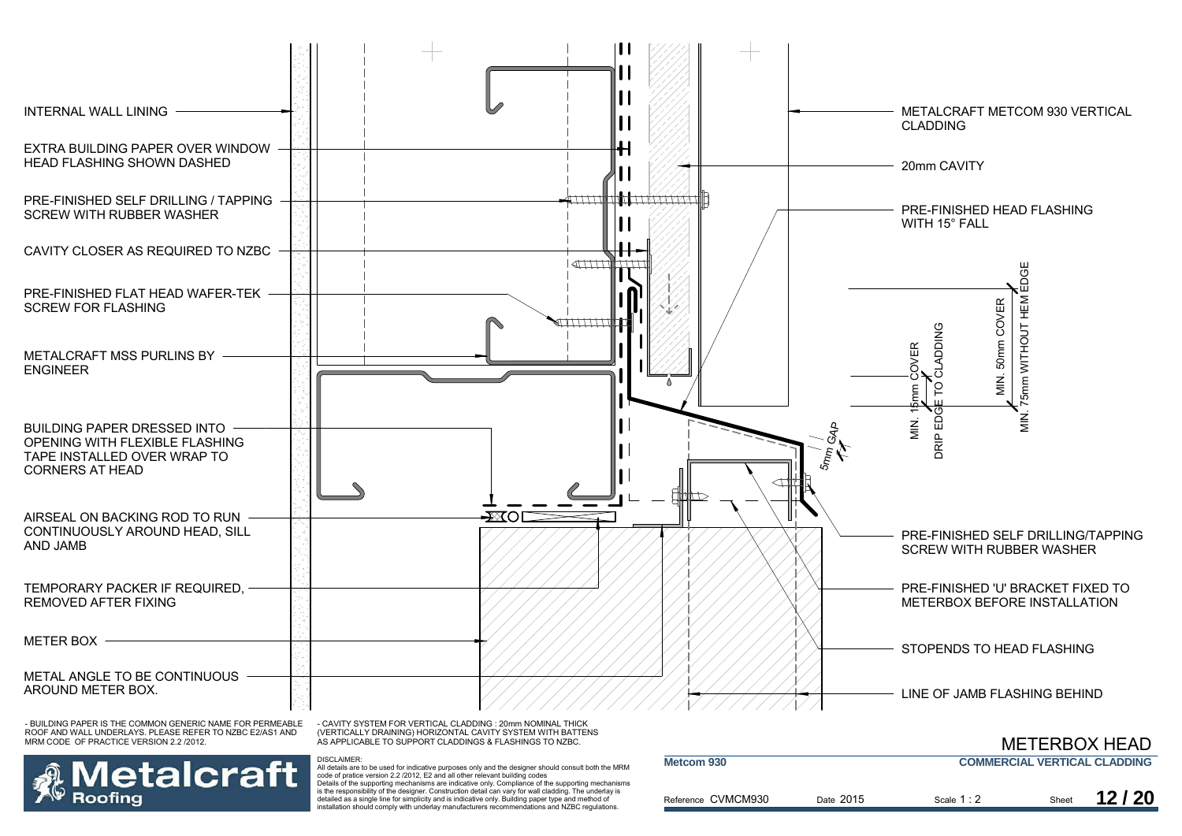INTERNAL WALL LINING

EXTRA BUILDING PAPER OVER WINDOW HEAD FLASHING SHOWN DASHED

PRE-FINISHED SELF DRILLING / TAPPING SCREW WITH RUBBER WASHER

CAVITY CLOSER AS REQUIRED TO NZBC

PRE-FINISHED FLAT HEAD WAFER-TEK SCREW FOR FLASHING

METALCRAFT MSS PURLINS BY ENGINEER

BUILDING PAPER DRESSED INTO OPENING WITH FLEXIBLE FLASHING TAPE INSTALLED OVER WRAP TO CORNERS AT HEAD

AIRSEAL ON BACKING ROD TO RUN CONTINUOUSLY AROUND HEAD, SILL AND JAMB

TEMPORARY PACKER IF REQUIRED, REMOVED AFTER FIXING

METER BOX

METAL ANGLE TO BE CONTINUOUS AROUND METER BOX.

METALCRAFT METCOM 930 VERTICAL CLADDING

20mm CAVITY

PRE-FINISHED HEAD FLASHING WITH 15° FALL

MIN. 15mm COVER

DRIP EDGE TO CLADDING

MIN. 50mm COVER

MIN. 75mm WITHOUT HEM EDGE

5mm GAP

PRE-FINISHED SELF DRILLING/TAPPING SCREW WITH RUBBER WASHER

PRE-FINISHED 'U' BRACKET FIXED TO METERBOX BEFORE INSTALLATION

STOPENDS TO HEAD FLASHING

LINE OF JAMB FLASHING BEHIND

- BUILDING PAPER IS THE COMMON GENERIC NAME FOR PERMEABLE ROOF AND WALL UNDERLAYS. PLEASE REFER TO NZBC E2/AS1 AND MRM CODE OF PRACTICE VERSION 2.2 /2012.

- CAVITY SYSTEM FOR VERTICAL CLADDING : 20mm NOMINAL THICK (VERTICALLY DRAINING) HORIZONTAL CAVITY SYSTEM WITH BATTENS AS APPLICABLE TO SUPPORT CLADDINGS & FLASHINGS TO NZBC.

# METERBOX HEAD

Metalcraft Roofing

DISCLAIMER:
All details are to be used for indicative purposes only and the designer should consult both the MRM code of pratice version 2.2 /2012, E2 and all other relevant building codes
Details of the supporting mechanisms are indicative only. Compliance of the supporting mechanisms is the responsibility of the designer. Construction detail can vary for wall cladding. The underlay is detailed as a single line for simplicity and is indicative only. Building paper type and method of installation should comply with underlay manufacturers recommendations and NZBC regulations.

**Metcom 930** | **COMMERCIAL VERTICAL CLADDING**

Reference CVMCM930 | Date 2015 | Scale 1 : 2 | Sheet **12 / 20**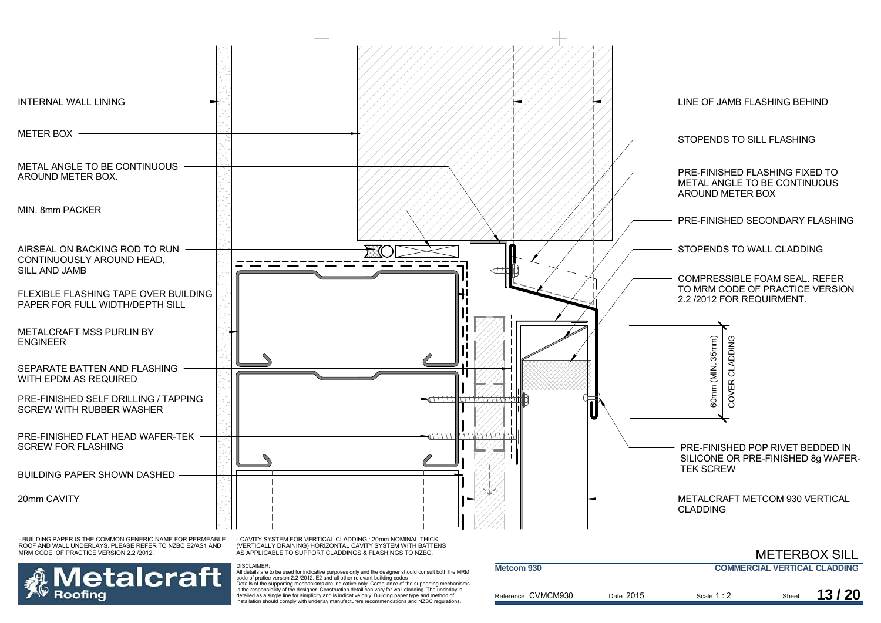INTERNAL WALL LINING

METER BOX

METAL ANGLE TO BE CONTINUOUS AROUND METER BOX.

MIN. 8mm PACKER

AIRSEAL ON BACKING ROD TO RUN CONTINUOUSLY AROUND HEAD, SILL AND JAMB

FLEXIBLE FLASHING TAPE OVER BUILDING PAPER FOR FULL WIDTH/DEPTH SILL

METALCRAFT MSS PURLIN BY ENGINEER

SEPARATE BATTEN AND FLASHING WITH EPDM AS REQUIRED

PRE-FINISHED SELF DRILLING / TAPPING SCREW WITH RUBBER WASHER

PRE-FINISHED FLAT HEAD WAFER-TEK SCREW FOR FLASHING

BUILDING PAPER SHOWN DASHED

20mm CAVITY

LINE OF JAMB FLASHING BEHIND

STOPENDS TO SILL FLASHING

PRE-FINISHED FLASHING FIXED TO METAL ANGLE TO BE CONTINUOUS AROUND METER BOX

PRE-FINISHED SECONDARY FLASHING

STOPENDS TO WALL CLADDING

COMPRESSIBLE FOAM SEAL. REFER TO MRM CODE OF PRACTICE VERSION 2.2 /2012 FOR REQUIRMENT.

60mm (MIN. 35mm) COVER CLADDING

PRE-FINISHED POP RIVET BEDDED IN SILICONE OR PRE-FINISHED 8g WAFER-TEK SCREW

METALCRAFT METCOM 930 VERTICAL CLADDING

- BUILDING PAPER IS THE COMMON GENERIC NAME FOR PERMEABLE ROOF AND WALL UNDERLAYS. PLEASE REFER TO NZBC E2/AS1 AND MRM CODE OF PRACTICE VERSION 2.2 /2012.

- CAVITY SYSTEM FOR VERTICAL CLADDING : 20mm NOMINAL THICK (VERTICALLY DRAINING) HORIZONTAL CAVITY SYSTEM WITH BATTENS AS APPLICABLE TO SUPPORT CLADDINGS & FLASHINGS TO NZBC.

DISCLAIMER:
All details are to be used for indicative purposes only and the designer should consult both the MRM code of pratice version 2.2 /2012, E2 and all other relevant building codes
Details of the supporting mechanisms are indicative only. Compliance of the supporting mechanisms is the responsibility of the designer. Construction detail can vary for wall cladding. The underlay is detailed as a single line for simplicity and is indicative only. Building paper type and method of installation should comply with underlay manufacturers recommendations and NZBC regulations.

Metalcraft Roofing

# METERBOX SILL

**Metcom 930** — **COMMERCIAL VERTICAL CLADDING**

Reference CVMCM930 | Date 2015 | Scale 1 : 2 | Sheet **13 / 20**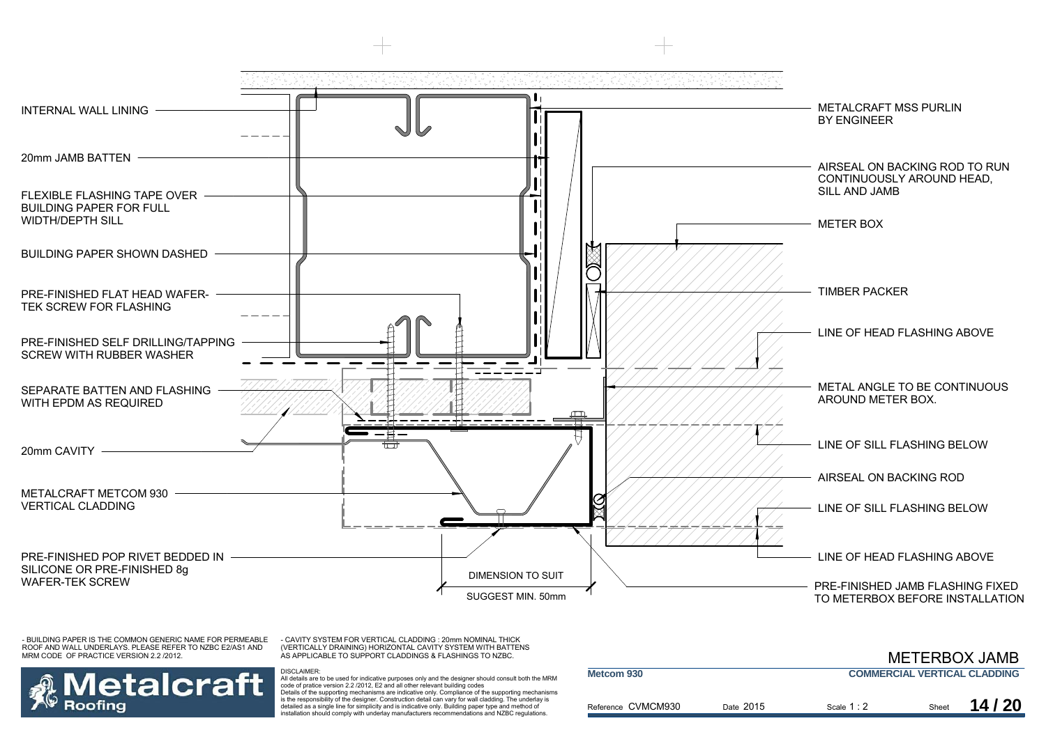INTERNAL WALL LINING

20mm JAMB BATTEN

FLEXIBLE FLASHING TAPE OVER BUILDING PAPER FOR FULL WIDTH/DEPTH SILL

BUILDING PAPER SHOWN DASHED

PRE-FINISHED FLAT HEAD WAFER-TEK SCREW FOR FLASHING

PRE-FINISHED SELF DRILLING/TAPPING SCREW WITH RUBBER WASHER

SEPARATE BATTEN AND FLASHING WITH EPDM AS REQUIRED

20mm CAVITY

METALCRAFT METCOM 930 VERTICAL CLADDING

PRE-FINISHED POP RIVET BEDDED IN SILICONE OR PRE-FINISHED 8g WAFER-TEK SCREW

DIMENSION TO SUIT

SUGGEST MIN. 50mm

METALCRAFT MSS PURLIN BY ENGINEER

AIRSEAL ON BACKING ROD TO RUN CONTINUOUSLY AROUND HEAD, SILL AND JAMB

METER BOX

TIMBER PACKER

LINE OF HEAD FLASHING ABOVE

METAL ANGLE TO BE CONTINUOUS AROUND METER BOX.

LINE OF SILL FLASHING BELOW

AIRSEAL ON BACKING ROD

LINE OF SILL FLASHING BELOW

LINE OF HEAD FLASHING ABOVE

PRE-FINISHED JAMB FLASHING FIXED TO METERBOX BEFORE INSTALLATION

- BUILDING PAPER IS THE COMMON GENERIC NAME FOR PERMEABLE ROOF AND WALL UNDERLAYS. PLEASE REFER TO NZBC E2/AS1 AND MRM CODE OF PRACTICE VERSION 2.2 /2012.

- CAVITY SYSTEM FOR VERTICAL CLADDING : 20mm NOMINAL THICK (VERTICALLY DRAINING) HORIZONTAL CAVITY SYSTEM WITH BATTENS AS APPLICABLE TO SUPPORT CLADDINGS & FLASHINGS TO NZBC.

DISCLAIMER:
All details are to be used for indicative purposes only and the designer should consult both the MRM code of pratice version 2.2 /2012, E2 and all other relevant building codes
Details of the supporting mechanisms are indicative only. Compliance of the supporting mechanisms is the responsibility of the designer. Construction detail can vary for wall cladding. The underlay is detailed as a single line for simplicity and is indicative only. Building paper type and method of installation should comply with underlay manufacturers recommendations and NZBC regulations.

Metalcraft Roofing

# METERBOX JAMB

Metcom 930 — COMMERCIAL VERTICAL CLADDING

| Reference | Date | Scale | Sheet |
|---|---|---|---|
| CVMCM930 | 2015 | 1 : 2 | 14 / 20 |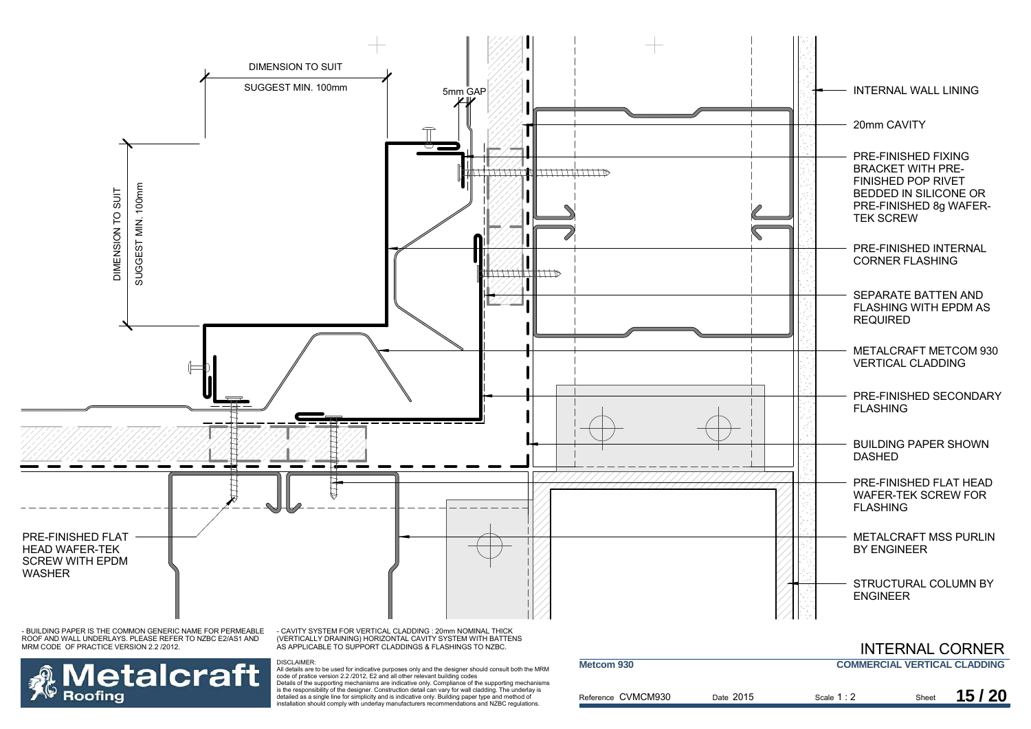DIMENSION TO SUIT

SUGGEST MIN. 100mm

5mm GAP

DIMENSION TO SUIT

SUGGEST MIN. 100mm

- INTERNAL WALL LINING
- 20mm CAVITY
- PRE-FINISHED FIXING BRACKET WITH PRE-FINISHED POP RIVET BEDDED IN SILICONE OR PRE-FINISHED 8g WAFER-TEK SCREW
- PRE-FINISHED INTERNAL CORNER FLASHING
- SEPARATE BATTEN AND FLASHING WITH EPDM AS REQUIRED
- METALCRAFT METCOM 930 VERTICAL CLADDING
- PRE-FINISHED SECONDARY FLASHING
- BUILDING PAPER SHOWN DASHED
- PRE-FINISHED FLAT HEAD WAFER-TEK SCREW FOR FLASHING
- METALCRAFT MSS PURLIN BY ENGINEER
- STRUCTURAL COLUMN BY ENGINEER

PRE-FINISHED FLAT HEAD WAFER-TEK SCREW WITH EPDM WASHER

- BUILDING PAPER IS THE COMMON GENERIC NAME FOR PERMEABLE ROOF AND WALL UNDERLAYS. PLEASE REFER TO NZBC E2/AS1 AND MRM CODE OF PRACTICE VERSION 2.2 /2012.

- CAVITY SYSTEM FOR VERTICAL CLADDING : 20mm NOMINAL THICK (VERTICALLY DRAINING) HORIZONTAL CAVITY SYSTEM WITH BATTENS AS APPLICABLE TO SUPPORT CLADDINGS & FLASHINGS TO NZBC.

# INTERNAL CORNER

DISCLAIMER:
All details are to be used for indicative purposes only and the designer should consult both the MRM code of pratice version 2.2 /2012, E2 and all other relevant building codes
Details of the supporting mechanisms are indicative only. Compliance of the supporting mechanisms is the responsibility of the designer. Construction detail can vary for wall cladding. The underlay is detailed as a single line for simplicity and is indicative only. Building paper type and method of installation should comply with underlay manufacturers recommendations and NZBC regulations.

Metalcraft Roofing

| **Metcom 930** | | **COMMERCIAL VERTICAL CLADDING** | |
|---|---|---|---|
| Reference CVMCM930 | Date 2015 | Scale 1 : 2 | Sheet **15 / 20** |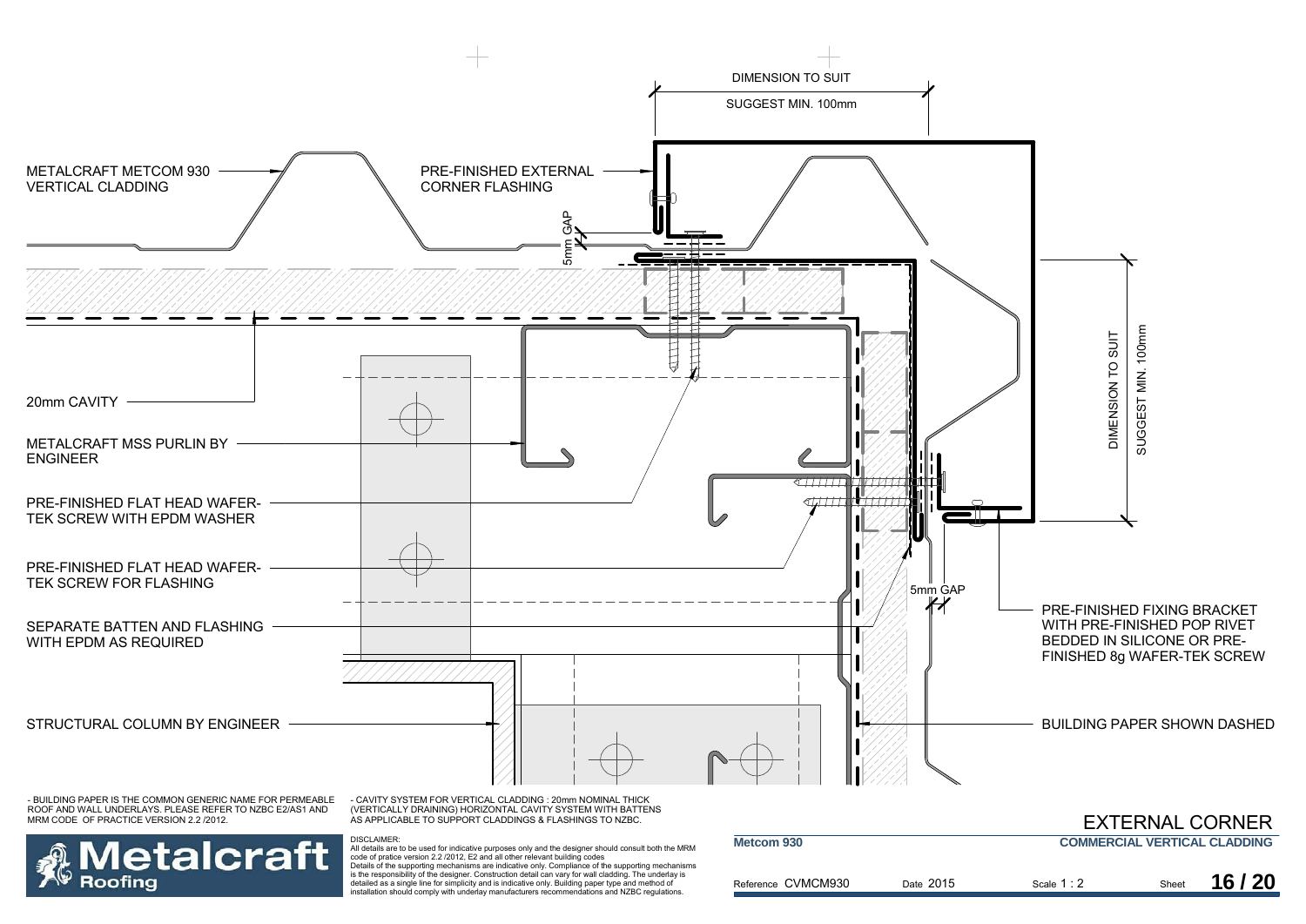DIMENSION TO SUIT

SUGGEST MIN. 100mm

METALCRAFT METCOM 930 VERTICAL CLADDING

PRE-FINISHED EXTERNAL CORNER FLASHING

5mm GAP

20mm CAVITY

METALCRAFT MSS PURLIN BY ENGINEER

PRE-FINISHED FLAT HEAD WAFER-TEK SCREW WITH EPDM WASHER

PRE-FINISHED FLAT HEAD WAFER-TEK SCREW FOR FLASHING

SEPARATE BATTEN AND FLASHING WITH EPDM AS REQUIRED

STRUCTURAL COLUMN BY ENGINEER

DIMENSION TO SUIT

SUGGEST MIN. 100mm

5mm GAP

PRE-FINISHED FIXING BRACKET WITH PRE-FINISHED POP RIVET BEDDED IN SILICONE OR PRE-FINISHED 8g WAFER-TEK SCREW

BUILDING PAPER SHOWN DASHED

- BUILDING PAPER IS THE COMMON GENERIC NAME FOR PERMEABLE ROOF AND WALL UNDERLAYS. PLEASE REFER TO NZBC E2/AS1 AND MRM CODE OF PRACTICE VERSION 2.2 /2012.

- CAVITY SYSTEM FOR VERTICAL CLADDING : 20mm NOMINAL THICK (VERTICALLY DRAINING) HORIZONTAL CAVITY SYSTEM WITH BATTENS AS APPLICABLE TO SUPPORT CLADDINGS & FLASHINGS TO NZBC.

DISCLAIMER:
All details are to be used for indicative purposes only and the designer should consult both the MRM code of pratice version 2.2 /2012, E2 and all other relevant building codes
Details of the supporting mechanisms are indicative only. Compliance of the supporting mechanisms is the responsibility of the designer. Construction detail can vary for wall cladding. The underlay is detailed as a single line for simplicity and is indicative only. Building paper type and method of installation should comply with underlay manufacturers recommendations and NZBC regulations.

Metalcraft Roofing

# EXTERNAL CORNER

Metcom 930

COMMERCIAL VERTICAL CLADDING

Reference CVMCM930 | Date 2015 | Scale 1 : 2 | Sheet 16 / 20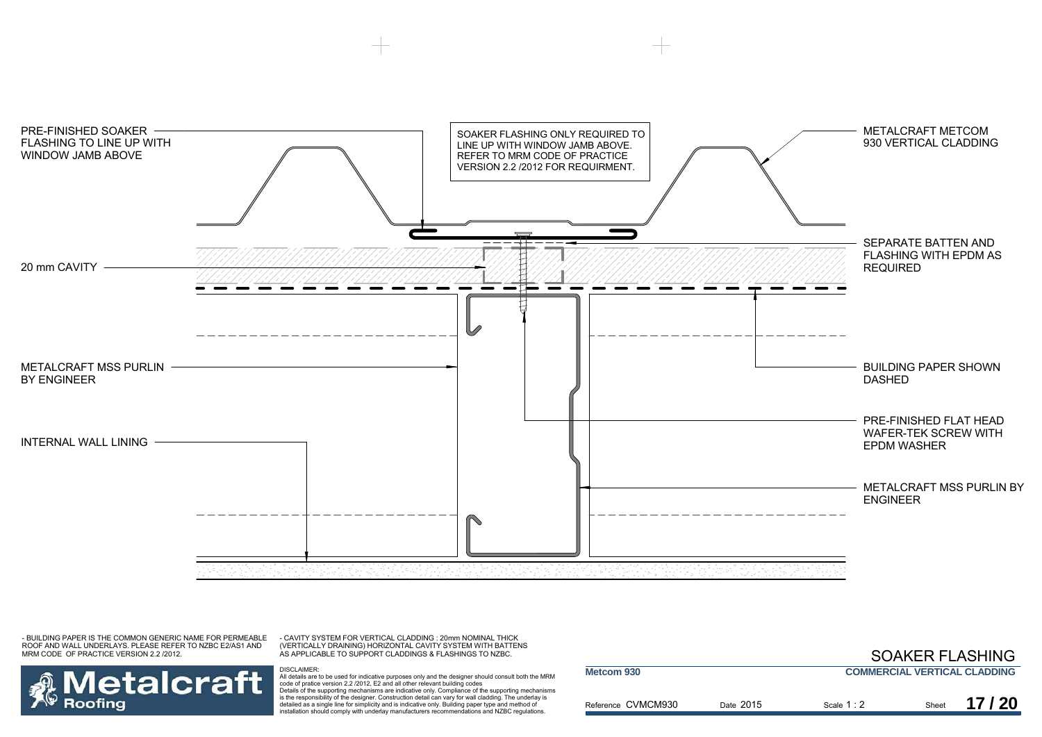PRE-FINISHED SOAKER FLASHING TO LINE UP WITH WINDOW JAMB ABOVE

SOAKER FLASHING ONLY REQUIRED TO LINE UP WITH WINDOW JAMB ABOVE. REFER TO MRM CODE OF PRACTICE VERSION 2.2 /2012 FOR REQUIRMENT.

METALCRAFT METCOM 930 VERTICAL CLADDING

SEPARATE BATTEN AND FLASHING WITH EPDM AS REQUIRED

20 mm CAVITY

METALCRAFT MSS PURLIN BY ENGINEER

BUILDING PAPER SHOWN DASHED

PRE-FINISHED FLAT HEAD WAFER-TEK SCREW WITH EPDM WASHER

INTERNAL WALL LINING

METALCRAFT MSS PURLIN BY ENGINEER

- BUILDING PAPER IS THE COMMON GENERIC NAME FOR PERMEABLE ROOF AND WALL UNDERLAYS. PLEASE REFER TO NZBC E2/AS1 AND MRM CODE OF PRACTICE VERSION 2.2 /2012.

- CAVITY SYSTEM FOR VERTICAL CLADDING : 20mm NOMINAL THICK (VERTICALLY DRAINING) HORIZONTAL CAVITY SYSTEM WITH BATTENS AS APPLICABLE TO SUPPORT CLADDINGS & FLASHINGS TO NZBC.

DISCLAIMER:
All details are to be used for indicative purposes only and the designer should consult both the MRM code of pratice version 2.2 /2012, E2 and all other relevant building codes
Details of the supporting mechanisms are indicative only. Compliance of the supporting mechanisms is the responsibility of the designer. Construction detail can vary for wall cladding. The underlay is detailed as a single line for simplicity and is indicative only. Building paper type and method of installation should comply with underlay manufacturers recommendations and NZBC regulations.

Metalcraft Roofing

# SOAKER FLASHING

**Metcom 930** — **COMMERCIAL VERTICAL CLADDING**

Reference CVMCM930 | Date 2015 | Scale 1 : 2 | Sheet 17 / 20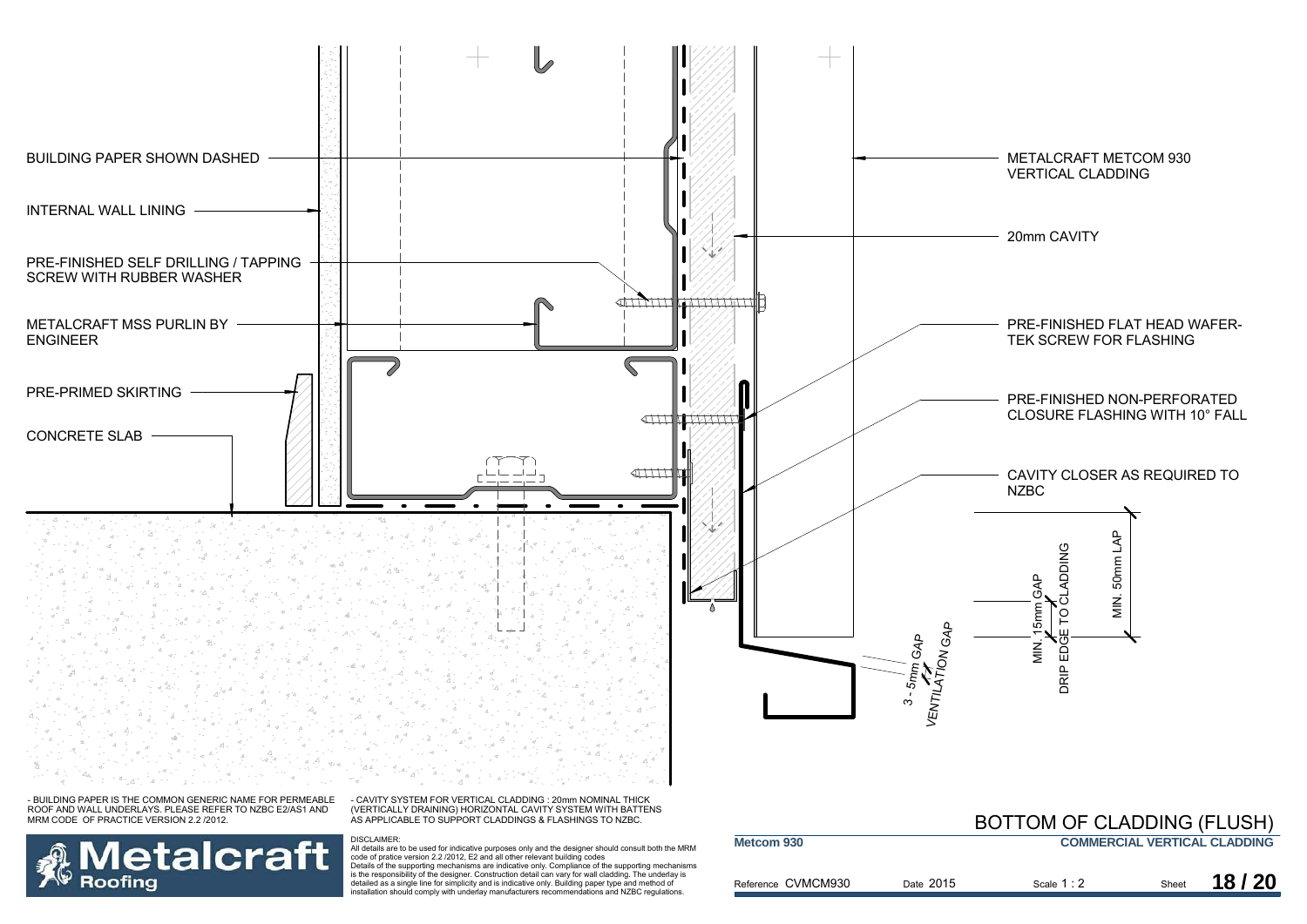BUILDING PAPER SHOWN DASHED

INTERNAL WALL LINING

PRE-FINISHED SELF DRILLING / TAPPING SCREW WITH RUBBER WASHER

METALCRAFT MSS PURLIN BY ENGINEER

PRE-PRIMED SKIRTING

CONCRETE SLAB

METALCRAFT METCOM 930 VERTICAL CLADDING

20mm CAVITY

PRE-FINISHED FLAT HEAD WAFER-TEK SCREW FOR FLASHING

PRE-FINISHED NON-PERFORATED CLOSURE FLASHING WITH 10° FALL

CAVITY CLOSER AS REQUIRED TO NZBC

MIN. 50mm LAP

MIN. 15mm GAP

DRIP EDGE TO CLADDING

3 - 5mm GAP

VENTILATION GAP

- BUILDING PAPER IS THE COMMON GENERIC NAME FOR PERMEABLE ROOF AND WALL UNDERLAYS. PLEASE REFER TO NZBC E2/AS1 AND MRM CODE OF PRACTICE VERSION 2.2 /2012.

- CAVITY SYSTEM FOR VERTICAL CLADDING : 20mm NOMINAL THICK (VERTICALLY DRAINING) HORIZONTAL CAVITY SYSTEM WITH BATTENS AS APPLICABLE TO SUPPORT CLADDINGS & FLASHINGS TO NZBC.

**Metalcraft Roofing**

DISCLAIMER:
All details are to be used for indicative purposes only and the designer should consult both the MRM code of pratice version 2.2 /2012, E2 and all other relevant building codes
Details of the supporting mechanisms are indicative only. Compliance of the supporting mechanisms is the responsibility of the designer. Construction detail can vary for wall cladding. The underlay is detailed as a single line for simplicity and is indicative only. Building paper type and method of installation should comply with underlay manufacturers recommendations and NZBC regulations.

## BOTTOM OF CLADDING (FLUSH)

**Metcom 930** — **COMMERCIAL VERTICAL CLADDING**

Reference CVMCM930 | Date 2015 | Scale 1 : 2 | Sheet **18 / 20**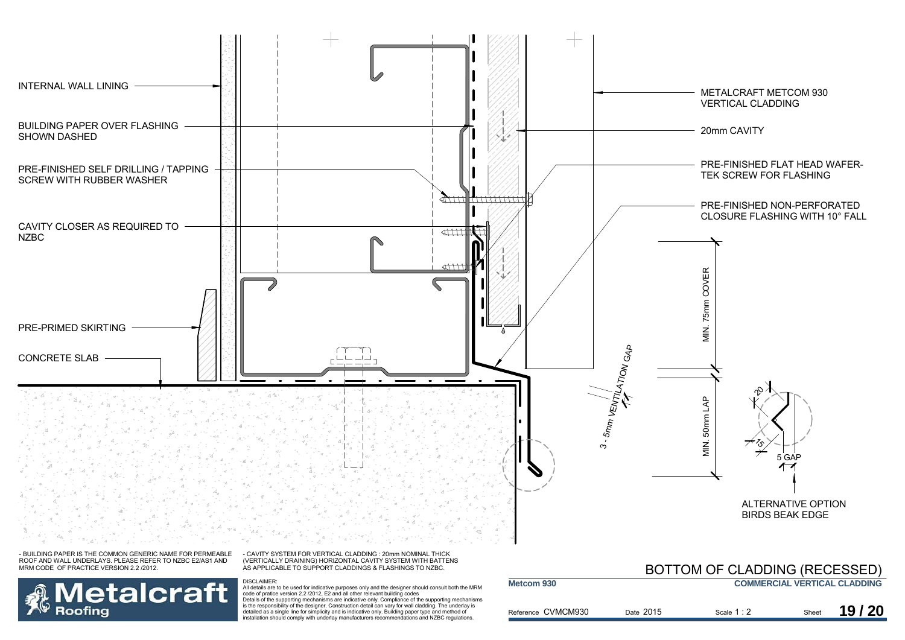INTERNAL WALL LINING

BUILDING PAPER OVER FLASHING SHOWN DASHED

PRE-FINISHED SELF DRILLING / TAPPING SCREW WITH RUBBER WASHER

CAVITY CLOSER AS REQUIRED TO NZBC

PRE-PRIMED SKIRTING

CONCRETE SLAB

METALCRAFT METCOM 930 VERTICAL CLADDING

20mm CAVITY

PRE-FINISHED FLAT HEAD WAFER-TEK SCREW FOR FLASHING

PRE-FINISHED NON-PERFORATED CLOSURE FLASHING WITH 10° FALL

MIN. 75mm COVER

MIN. 50mm LAP

3 - 5mm VENTILATION GAP

20

15

5 GAP

ALTERNATIVE OPTION BIRDS BEAK EDGE

- BUILDING PAPER IS THE COMMON GENERIC NAME FOR PERMEABLE ROOF AND WALL UNDERLAYS. PLEASE REFER TO NZBC E2/AS1 AND MRM CODE OF PRACTICE VERSION 2.2 /2012.

- CAVITY SYSTEM FOR VERTICAL CLADDING : 20mm NOMINAL THICK (VERTICALLY DRAINING) HORIZONTAL CAVITY SYSTEM WITH BATTENS AS APPLICABLE TO SUPPORT CLADDINGS & FLASHINGS TO NZBC.

DISCLAIMER:
All details are to be used for indicative purposes only and the designer should consult both the MRM code of pratice version 2.2 /2012, E2 and all other relevant building codes
Details of the supporting mechanisms are indicative only. Compliance of the supporting mechanisms is the responsibility of the designer. Construction detail can vary for wall cladding. The underlay is detailed as a single line for simplicity and is indicative only. Building paper type and method of installation should comply with underlay manufacturers recommendations and NZBC regulations.

Metalcraft Roofing

# BOTTOM OF CLADDING (RECESSED)

| Metcom 930 | | | COMMERCIAL VERTICAL CLADDING |
|---|---|---|---|
| Reference CVMCM930 | Date 2015 | Scale 1 : 2 | Sheet 19 / 20 |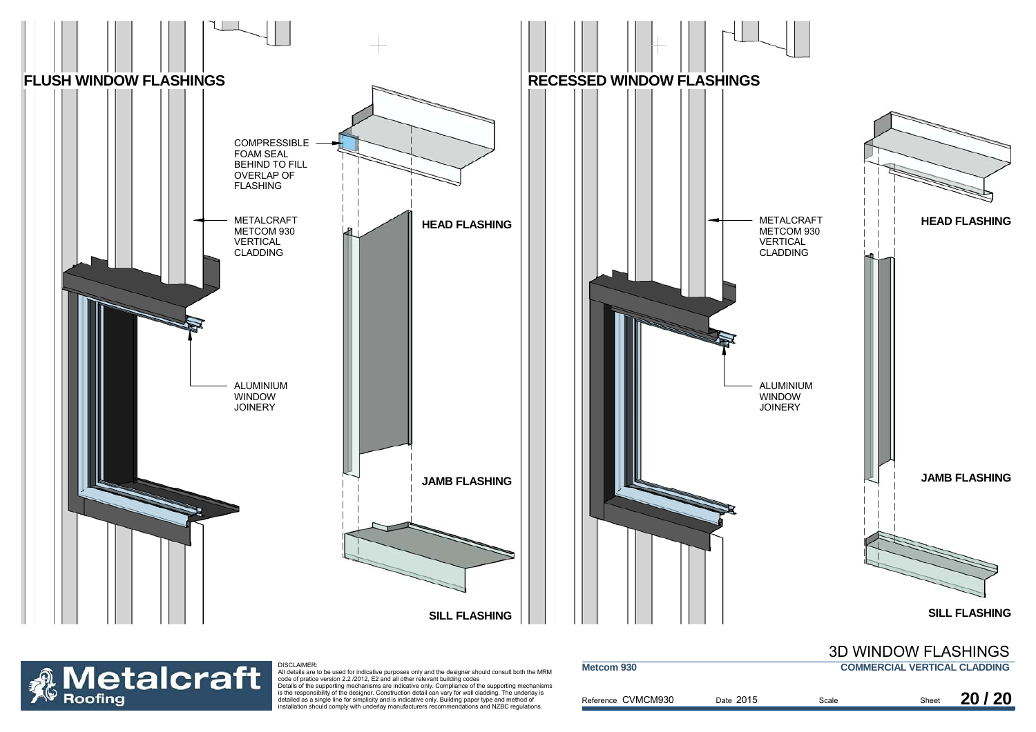## FLUSH WINDOW FLASHINGS

COMPRESSIBLE FOAM SEAL BEHIND TO FILL OVERLAP OF FLASHING

METALCRAFT METCOM 930 VERTICAL CLADDING

ALUMINIUM WINDOW JOINERY

**HEAD FLASHING**

**JAMB FLASHING**

**SILL FLASHING**

## RECESSED WINDOW FLASHINGS

METALCRAFT METCOM 930 VERTICAL CLADDING

ALUMINIUM WINDOW JOINERY

**HEAD FLASHING**

**JAMB FLASHING**

**SILL FLASHING**

Metalcraft Roofing

DISCLAIMER:
All details are to be used for indicative purposes only and the designer should consult both the MRM code of pratice version 2.2 /2012, E2 and all other relevant building codes
Details of the supporting mechanisms are indicative only. Compliance of the supporting mechanisms is the responsibility of the designer. Construction detail can vary for wall cladding. The underlay is detailed as a single line for simplicity and is indicative only. Building paper type and method of installation should comply with underlay manufacturers recommendations and NZBC regulations.

3D WINDOW FLASHINGS

**Metcom 930** — **COMMERCIAL VERTICAL CLADDING**

Reference CVMCM930 | Date 2015 | Scale | Sheet **20 / 20**